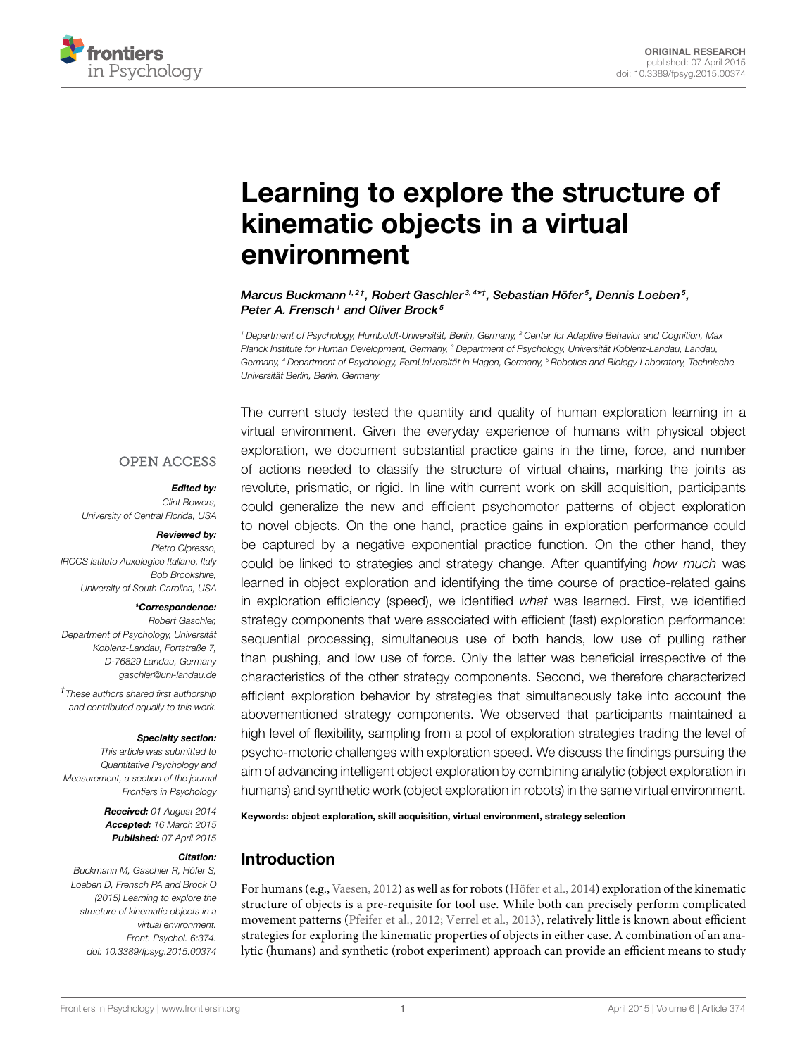ORIGINAL RESEARCH
published: 07 April 2015
doi: 10.3389/fpsyg.2015.00374

# Learning to explore the structure of kinematic objects in a virtual environment

*Marcus Buckmann*[1,2†], *Robert Gaschler*[3,4*†], *Sebastian Höfer*[5], *Dennis Loeben*[5], *Peter A. Frensch*[1] *and Oliver Brock*[5]

[1] Department of Psychology, Humboldt-Universität, Berlin, Germany, [2] Center for Adaptive Behavior and Cognition, Max Planck Institute for Human Development, Germany, [3] Department of Psychology, Universität Koblenz-Landau, Landau, Germany, [4] Department of Psychology, FernUniversität in Hagen, Germany, [5] Robotics and Biology Laboratory, Technische Universität Berlin, Berlin, Germany

OPEN ACCESS

***Edited by:***
Clint Bowers, University of Central Florida, USA

***Reviewed by:***
Pietro Cipresso, IRCCS Istituto Auxologico Italiano, Italy
Bob Brookshire, University of South Carolina, USA

***\*Correspondence:***
Robert Gaschler, Department of Psychology, Universität Koblenz-Landau, Fortstraße 7, D-76829 Landau, Germany
gaschler@uni-landau.de

*† These authors shared first authorship and contributed equally to this work.*

***Specialty section:***
This article was submitted to Quantitative Psychology and Measurement, a section of the journal Frontiers in Psychology

**Received:** 01 August 2014
**Accepted:** 16 March 2015
**Published:** 07 April 2015

***Citation:***
Buckmann M, Gaschler R, Höfer S, Loeben D, Frensch PA and Brock O (2015) Learning to explore the structure of kinematic objects in a virtual environment. Front. Psychol. 6:374. doi: 10.3389/fpsyg.2015.00374

The current study tested the quantity and quality of human exploration learning in a virtual environment. Given the everyday experience of humans with physical object exploration, we document substantial practice gains in the time, force, and number of actions needed to classify the structure of virtual chains, marking the joints as revolute, prismatic, or rigid. In line with current work on skill acquisition, participants could generalize the new and efficient psychomotor patterns of object exploration to novel objects. On the one hand, practice gains in exploration performance could be captured by a negative exponential practice function. On the other hand, they could be linked to strategies and strategy change. After quantifying *how much* was learned in object exploration and identifying the time course of practice-related gains in exploration efficiency (speed), we identified *what* was learned. First, we identified strategy components that were associated with efficient (fast) exploration performance: sequential processing, simultaneous use of both hands, low use of pulling rather than pushing, and low use of force. Only the latter was beneficial irrespective of the characteristics of the other strategy components. Second, we therefore characterized efficient exploration behavior by strategies that simultaneously take into account the abovementioned strategy components. We observed that participants maintained a high level of flexibility, sampling from a pool of exploration strategies trading the level of psycho-motoric challenges with exploration speed. We discuss the findings pursuing the aim of advancing intelligent object exploration by combining analytic (object exploration in humans) and synthetic work (object exploration in robots) in the same virtual environment.

**Keywords: object exploration, skill acquisition, virtual environment, strategy selection**

## Introduction

For humans (e.g., Vaesen, 2012) as well as for robots (Höfer et al., 2014) exploration of the kinematic structure of objects is a pre-requisite for tool use. While both can precisely perform complicated movement patterns (Pfeifer et al., 2012; Verrel et al., 2013), relatively little is known about efficient strategies for exploring the kinematic properties of objects in either case. A combination of an analytic (humans) and synthetic (robot experiment) approach can provide an efficient means to study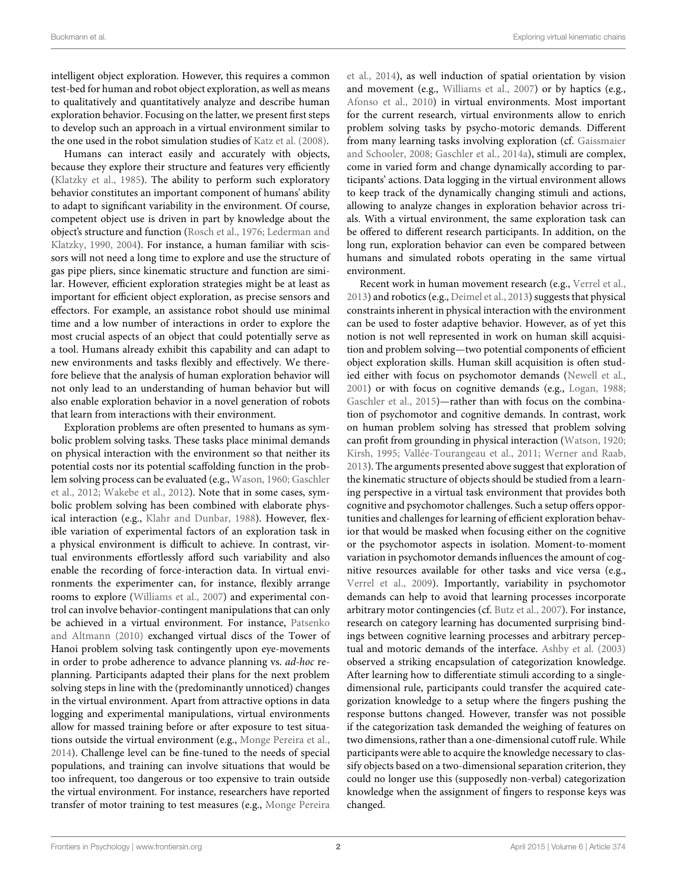intelligent object exploration. However, this requires a common test-bed for human and robot object exploration, as well as means to qualitatively and quantitatively analyze and describe human exploration behavior. Focusing on the latter, we present first steps to develop such an approach in a virtual environment similar to the one used in the robot simulation studies of Katz et al. (2008).

Humans can interact easily and accurately with objects, because they explore their structure and features very efficiently (Klatzky et al., 1985). The ability to perform such exploratory behavior constitutes an important component of humans' ability to adapt to significant variability in the environment. Of course, competent object use is driven in part by knowledge about the object's structure and function (Rosch et al., 1976; Lederman and Klatzky, 1990, 2004). For instance, a human familiar with scissors will not need a long time to explore and use the structure of gas pipe pliers, since kinematic structure and function are similar. However, efficient exploration strategies might be at least as important for efficient object exploration, as precise sensors and effectors. For example, an assistance robot should use minimal time and a low number of interactions in order to explore the most crucial aspects of an object that could potentially serve as a tool. Humans already exhibit this capability and can adapt to new environments and tasks flexibly and effectively. We therefore believe that the analysis of human exploration behavior will not only lead to an understanding of human behavior but will also enable exploration behavior in a novel generation of robots that learn from interactions with their environment.

Exploration problems are often presented to humans as symbolic problem solving tasks. These tasks place minimal demands on physical interaction with the environment so that neither its potential costs nor its potential scaffolding function in the problem solving process can be evaluated (e.g., Wason, 1960; Gaschler et al., 2012; Wakebe et al., 2012). Note that in some cases, symbolic problem solving has been combined with elaborate physical interaction (e.g., Klahr and Dunbar, 1988). However, flexible variation of experimental factors of an exploration task in a physical environment is difficult to achieve. In contrast, virtual environments effortlessly afford such variability and also enable the recording of force-interaction data. In virtual environments the experimenter can, for instance, flexibly arrange rooms to explore (Williams et al., 2007) and experimental control can involve behavior-contingent manipulations that can only be achieved in a virtual environment. For instance, Patsenko and Altmann (2010) exchanged virtual discs of the Tower of Hanoi problem solving task contingently upon eye-movements in order to probe adherence to advance planning vs. *ad-hoc* re-planning. Participants adapted their plans for the next problem solving steps in line with the (predominantly unnoticed) changes in the virtual environment. Apart from attractive options in data logging and experimental manipulations, virtual environments allow for massed training before or after exposure to test situations outside the virtual environment (e.g., Monge Pereira et al., 2014). Challenge level can be fine-tuned to the needs of special populations, and training can involve situations that would be too infrequent, too dangerous or too expensive to train outside the virtual environment. For instance, researchers have reported transfer of motor training to test measures (e.g., Monge Pereira et al., 2014), as well induction of spatial orientation by vision and movement (e.g., Williams et al., 2007) or by haptics (e.g., Afonso et al., 2010) in virtual environments. Most important for the current research, virtual environments allow to enrich problem solving tasks by psycho-motoric demands. Different from many learning tasks involving exploration (cf. Gaissmaier and Schooler, 2008; Gaschler et al., 2014a), stimuli are complex, come in varied form and change dynamically according to participants' actions. Data logging in the virtual environment allows to keep track of the dynamically changing stimuli and actions, allowing to analyze changes in exploration behavior across trials. With a virtual environment, the same exploration task can be offered to different research participants. In addition, on the long run, exploration behavior can even be compared between humans and simulated robots operating in the same virtual environment.

Recent work in human movement research (e.g., Verrel et al., 2013) and robotics (e.g., Deimel et al., 2013) suggests that physical constraints inherent in physical interaction with the environment can be used to foster adaptive behavior. However, as of yet this notion is not well represented in work on human skill acquisition and problem solving—two potential components of efficient object exploration skills. Human skill acquisition is often studied either with focus on psychomotor demands (Newell et al., 2001) or with focus on cognitive demands (e.g., Logan, 1988; Gaschler et al., 2015)—rather than with focus on the combination of psychomotor and cognitive demands. In contrast, work on human problem solving has stressed that problem solving can profit from grounding in physical interaction (Watson, 1920; Kirsh, 1995; Vallée-Tourangeau et al., 2011; Werner and Raab, 2013). The arguments presented above suggest that exploration of the kinematic structure of objects should be studied from a learning perspective in a virtual task environment that provides both cognitive and psychomotor challenges. Such a setup offers opportunities and challenges for learning of efficient exploration behavior that would be masked when focusing either on the cognitive or the psychomotor aspects in isolation. Moment-to-moment variation in psychomotor demands influences the amount of cognitive resources available for other tasks and vice versa (e.g., Verrel et al., 2009). Importantly, variability in psychomotor demands can help to avoid that learning processes incorporate arbitrary motor contingencies (cf. Butz et al., 2007). For instance, research on category learning has documented surprising bindings between cognitive learning processes and arbitrary perceptual and motoric demands of the interface. Ashby et al. (2003) observed a striking encapsulation of categorization knowledge. After learning how to differentiate stimuli according to a single-dimensional rule, participants could transfer the acquired categorization knowledge to a setup where the fingers pushing the response buttons changed. However, transfer was not possible if the categorization task demanded the weighing of features on two dimensions, rather than a one-dimensional cutoff rule. While participants were able to acquire the knowledge necessary to classify objects based on a two-dimensional separation criterion, they could no longer use this (supposedly non-verbal) categorization knowledge when the assignment of fingers to response keys was changed.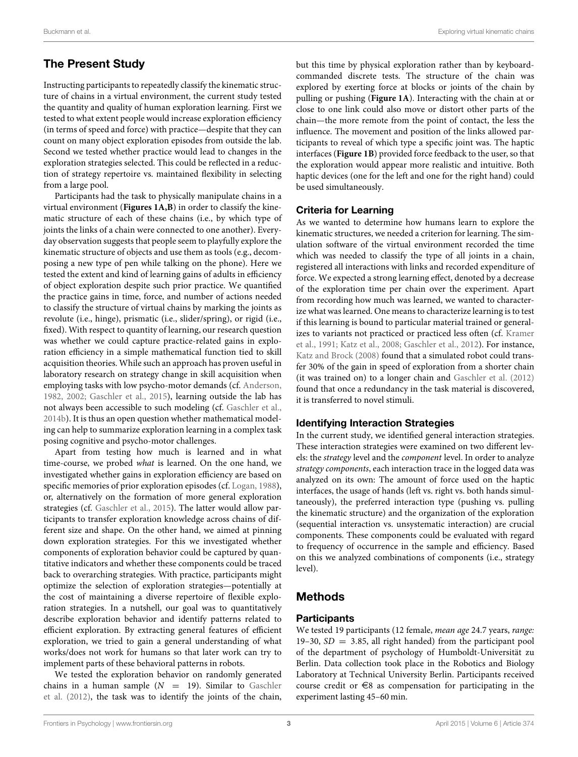## The Present Study

Instructing participants to repeatedly classify the kinematic structure of chains in a virtual environment, the current study tested the quantity and quality of human exploration learning. First we tested to what extent people would increase exploration efficiency (in terms of speed and force) with practice—despite that they can count on many object exploration episodes from outside the lab. Second we tested whether practice would lead to changes in the exploration strategies selected. This could be reflected in a reduction of strategy repertoire vs. maintained flexibility in selecting from a large pool.

Participants had the task to physically manipulate chains in a virtual environment (**Figures 1A,B**) in order to classify the kinematic structure of each of these chains (i.e., by which type of joints the links of a chain were connected to one another). Everyday observation suggests that people seem to playfully explore the kinematic structure of objects and use them as tools (e.g., decomposing a new type of pen while talking on the phone). Here we tested the extent and kind of learning gains of adults in efficiency of object exploration despite such prior practice. We quantified the practice gains in time, force, and number of actions needed to classify the structure of virtual chains by marking the joints as revolute (i.e., hinge), prismatic (i.e., slider/spring), or rigid (i.e., fixed). With respect to quantity of learning, our research question was whether we could capture practice-related gains in exploration efficiency in a simple mathematical function tied to skill acquisition theories. While such an approach has proven useful in laboratory research on strategy change in skill acquisition when employing tasks with low psycho-motor demands (cf. Anderson, 1982, 2002; Gaschler et al., 2015), learning outside the lab has not always been accessible to such modeling (cf. Gaschler et al., 2014b). It is thus an open question whether mathematical modeling can help to summarize exploration learning in a complex task posing cognitive and psycho-motor challenges.

Apart from testing how much is learned and in what time-course, we probed *what* is learned. On the one hand, we investigated whether gains in exploration efficiency are based on specific memories of prior exploration episodes (cf. Logan, 1988), or, alternatively on the formation of more general exploration strategies (cf. Gaschler et al., 2015). The latter would allow participants to transfer exploration knowledge across chains of different size and shape. On the other hand, we aimed at pinning down exploration strategies. For this we investigated whether components of exploration behavior could be captured by quantitative indicators and whether these components could be traced back to overarching strategies. With practice, participants might optimize the selection of exploration strategies—potentially at the cost of maintaining a diverse repertoire of flexible exploration strategies. In a nutshell, our goal was to quantitatively describe exploration behavior and identify patterns related to efficient exploration. By extracting general features of efficient exploration, we tried to gain a general understanding of what works/does not work for humans so that later work can try to implement parts of these behavioral patterns in robots.

We tested the exploration behavior on randomly generated chains in a human sample ($N = 19$). Similar to Gaschler et al. (2012), the task was to identify the joints of the chain, but this time by physical exploration rather than by keyboard-commanded discrete tests. The structure of the chain was explored by exerting force at blocks or joints of the chain by pulling or pushing (**Figure 1A**). Interacting with the chain at or close to one link could also move or distort other parts of the chain—the more remote from the point of contact, the less the influence. The movement and position of the links allowed participants to reveal of which type a specific joint was. The haptic interfaces (**Figure 1B**) provided force feedback to the user, so that the exploration would appear more realistic and intuitive. Both haptic devices (one for the left and one for the right hand) could be used simultaneously.

### Criteria for Learning

As we wanted to determine how humans learn to explore the kinematic structures, we needed a criterion for learning. The simulation software of the virtual environment recorded the time which was needed to classify the type of all joints in a chain, registered all interactions with links and recorded expenditure of force. We expected a strong learning effect, denoted by a decrease of the exploration time per chain over the experiment. Apart from recording how much was learned, we wanted to characterize what was learned. One means to characterize learning is to test if this learning is bound to particular material trained or generalizes to variants not practiced or practiced less often (cf. Kramer et al., 1991; Katz et al., 2008; Gaschler et al., 2012). For instance, Katz and Brock (2008) found that a simulated robot could transfer 30% of the gain in speed of exploration from a shorter chain (it was trained on) to a longer chain and Gaschler et al. (2012) found that once a redundancy in the task material is discovered, it is transferred to novel stimuli.

### Identifying Interaction Strategies

In the current study, we identified general interaction strategies. These interaction strategies were examined on two different levels: the *strategy* level and the *component* level. In order to analyze *strategy components*, each interaction trace in the logged data was analyzed on its own: The amount of force used on the haptic interfaces, the usage of hands (left vs. right vs. both hands simultaneously), the preferred interaction type (pushing vs. pulling the kinematic structure) and the organization of the exploration (sequential interaction vs. unsystematic interaction) are crucial components. These components could be evaluated with regard to frequency of occurrence in the sample and efficiency. Based on this we analyzed combinations of components (i.e., strategy level).

## Methods

### Participants

We tested 19 participants (12 female, *mean age* 24.7 years, *range:* 19–30, $SD = 3.85$, all right handed) from the participant pool of the department of psychology of Humboldt-Universität zu Berlin. Data collection took place in the Robotics and Biology Laboratory at Technical University Berlin. Participants received course credit or €8 as compensation for participating in the experiment lasting 45–60 min.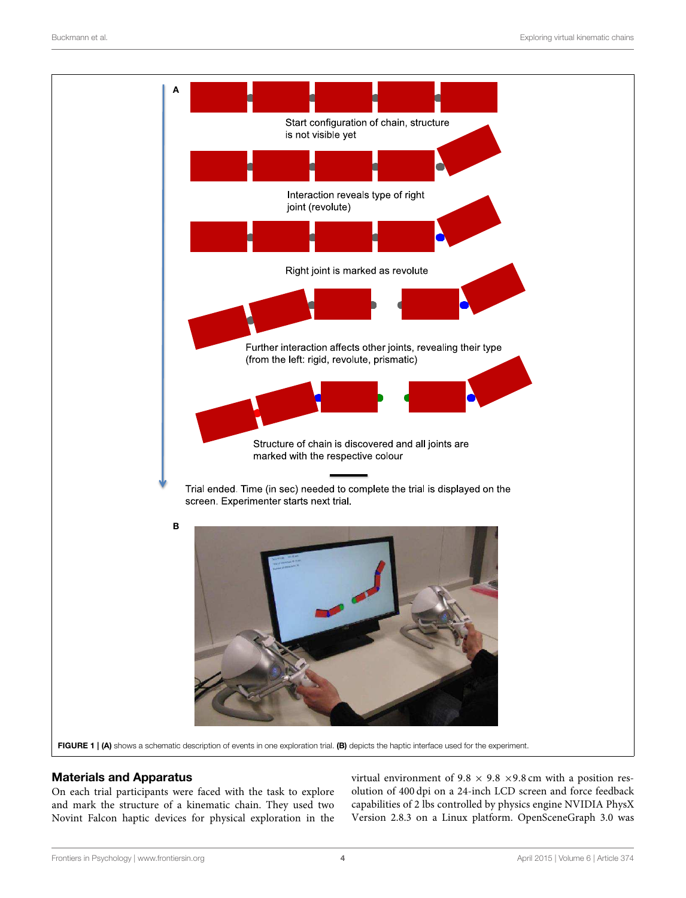A

Start configuration of chain, structure is not visible yet

Interaction reveals type of right joint (revolute)

Right joint is marked as revolute

Further interaction affects other joints, revealing their type (from the left: rigid, revolute, prismatic)

Structure of chain is discovered and all joints are marked with the respective colour

Trial ended. Time (in sec) needed to complete the trial is displayed on the screen. Experimenter starts next trial.

B

**FIGURE 1 | (A)** shows a schematic description of events in one exploration trial. **(B)** depicts the haptic interface used for the experiment.

## Materials and Apparatus

On each trial participants were faced with the task to explore and mark the structure of a kinematic chain. They used two Novint Falcon haptic devices for physical exploration in the virtual environment of 9.8 × 9.8 ×9.8 cm with a position resolution of 400 dpi on a 24-inch LCD screen and force feedback capabilities of 2 lbs controlled by physics engine NVIDIA PhysX Version 2.8.3 on a Linux platform. OpenSceneGraph 3.0 was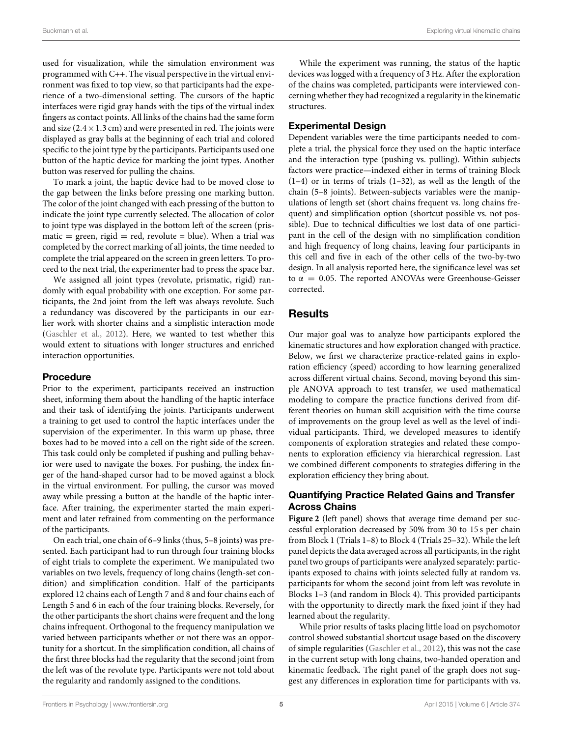used for visualization, while the simulation environment was programmed with C++. The visual perspective in the virtual environment was fixed to top view, so that participants had the experience of a two-dimensional setting. The cursors of the haptic interfaces were rigid gray hands with the tips of the virtual index fingers as contact points. All links of the chains had the same form and size ($2.4 \times 1.3$ cm) and were presented in red. The joints were displayed as gray balls at the beginning of each trial and colored specific to the joint type by the participants. Participants used one button of the haptic device for marking the joint types. Another button was reserved for pulling the chains.

To mark a joint, the haptic device had to be moved close to the gap between the links before pressing one marking button. The color of the joint changed with each pressing of the button to indicate the joint type currently selected. The allocation of color to joint type was displayed in the bottom left of the screen (prismatic = green, rigid = red, revolute = blue). When a trial was completed by the correct marking of all joints, the time needed to complete the trial appeared on the screen in green letters. To proceed to the next trial, the experimenter had to press the space bar.

We assigned all joint types (revolute, prismatic, rigid) randomly with equal probability with one exception. For some participants, the 2nd joint from the left was always revolute. Such a redundancy was discovered by the participants in our earlier work with shorter chains and a simplistic interaction mode (Gaschler et al., 2012). Here, we wanted to test whether this would extend to situations with longer structures and enriched interaction opportunities.

### Procedure

Prior to the experiment, participants received an instruction sheet, informing them about the handling of the haptic interface and their task of identifying the joints. Participants underwent a training to get used to control the haptic interfaces under the supervision of the experimenter. In this warm up phase, three boxes had to be moved into a cell on the right side of the screen. This task could only be completed if pushing and pulling behavior were used to navigate the boxes. For pushing, the index finger of the hand-shaped cursor had to be moved against a block in the virtual environment. For pulling, the cursor was moved away while pressing a button at the handle of the haptic interface. After training, the experimenter started the main experiment and later refrained from commenting on the performance of the participants.

On each trial, one chain of 6–9 links (thus, 5–8 joints) was presented. Each participant had to run through four training blocks of eight trials to complete the experiment. We manipulated two variables on two levels, frequency of long chains (length-set condition) and simplification condition. Half of the participants explored 12 chains each of Length 7 and 8 and four chains each of Length 5 and 6 in each of the four training blocks. Reversely, for the other participants the short chains were frequent and the long chains infrequent. Orthogonal to the frequency manipulation we varied between participants whether or not there was an opportunity for a shortcut. In the simplification condition, all chains of the first three blocks had the regularity that the second joint from the left was of the revolute type. Participants were not told about the regularity and randomly assigned to the conditions.

While the experiment was running, the status of the haptic devices was logged with a frequency of 3 Hz. After the exploration of the chains was completed, participants were interviewed concerning whether they had recognized a regularity in the kinematic structures.

### Experimental Design

Dependent variables were the time participants needed to complete a trial, the physical force they used on the haptic interface and the interaction type (pushing vs. pulling). Within subjects factors were practice—indexed either in terms of training Block (1–4) or in terms of trials (1–32), as well as the length of the chain (5–8 joints). Between-subjects variables were the manipulations of length set (short chains frequent vs. long chains frequent) and simplification option (shortcut possible vs. not possible). Due to technical difficulties we lost data of one participant in the cell of the design with no simplification condition and high frequency of long chains, leaving four participants in this cell and five in each of the other cells of the two-by-two design. In all analysis reported here, the significance level was set to $\alpha = 0.05$. The reported ANOVAs were Greenhouse-Geisser corrected.

## Results

Our major goal was to analyze how participants explored the kinematic structures and how exploration changed with practice. Below, we first we characterize practice-related gains in exploration efficiency (speed) according to how learning generalized across different virtual chains. Second, moving beyond this simple ANOVA approach to test transfer, we used mathematical modeling to compare the practice functions derived from different theories on human skill acquisition with the time course of improvements on the group level as well as the level of individual participants. Third, we developed measures to identify components of exploration strategies and related these components to exploration efficiency via hierarchical regression. Last we combined different components to strategies differing in the exploration efficiency they bring about.

### Quantifying Practice Related Gains and Transfer Across Chains

**Figure 2** (left panel) shows that average time demand per successful exploration decreased by 50% from 30 to 15 s per chain from Block 1 (Trials 1–8) to Block 4 (Trials 25–32). While the left panel depicts the data averaged across all participants, in the right panel two groups of participants were analyzed separately: participants exposed to chains with joints selected fully at random vs. participants for whom the second joint from left was revolute in Blocks 1–3 (and random in Block 4). This provided participants with the opportunity to directly mark the fixed joint if they had learned about the regularity.

While prior results of tasks placing little load on psychomotor control showed substantial shortcut usage based on the discovery of simple regularities (Gaschler et al., 2012), this was not the case in the current setup with long chains, two-handed operation and kinematic feedback. The right panel of the graph does not suggest any differences in exploration time for participants with vs.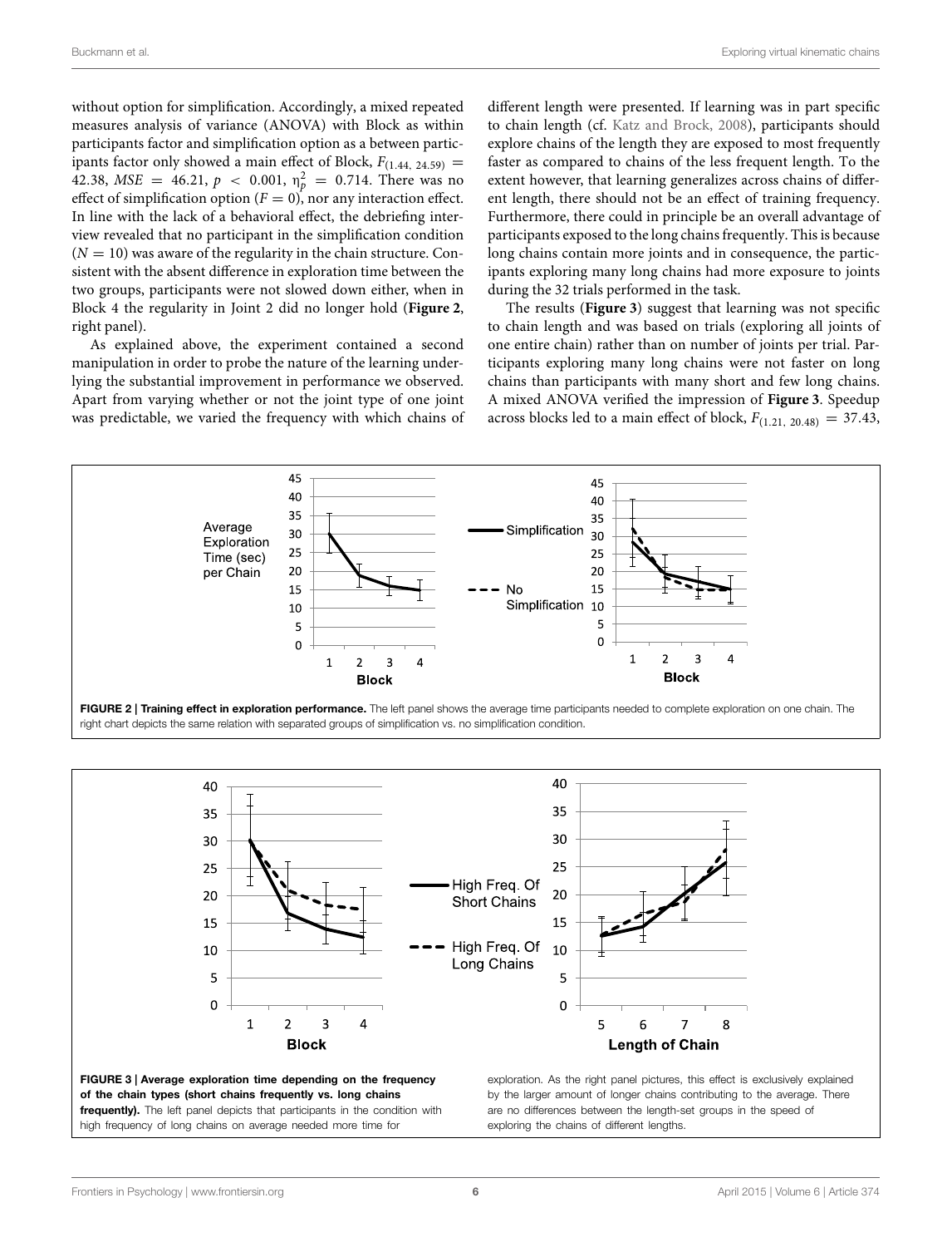without option for simplification. Accordingly, a mixed repeated measures analysis of variance (ANOVA) with Block as within participants factor and simplification option as a between participants factor only showed a main effect of Block, $F_{(1.44,\ 24.59)} = 42.38$, $MSE = 46.21$, $p < 0.001$, $\eta_p^2 = 0.714$. There was no effect of simplification option ($F = 0$), nor any interaction effect. In line with the lack of a behavioral effect, the debriefing interview revealed that no participant in the simplification condition ($N = 10$) was aware of the regularity in the chain structure. Consistent with the absent difference in exploration time between the two groups, participants were not slowed down either, when in Block 4 the regularity in Joint 2 did no longer hold (**Figure 2**, right panel).

As explained above, the experiment contained a second manipulation in order to probe the nature of the learning underlying the substantial improvement in performance we observed. Apart from varying whether or not the joint type of one joint was predictable, we varied the frequency with which chains of different length were presented. If learning was in part specific to chain length (cf. Katz and Brock, 2008), participants should explore chains of the length they are exposed to most frequently faster as compared to chains of the less frequent length. To the extent however, that learning generalizes across chains of different length, there should not be an effect of training frequency. Furthermore, there could in principle be an overall advantage of participants exposed to the long chains frequently. This is because long chains contain more joints and in consequence, the participants exploring many long chains had more exposure to joints during the 32 trials performed in the task.

The results (**Figure 3**) suggest that learning was not specific to chain length and was based on trials (exploring all joints of one entire chain) rather than on number of joints per trial. Participants exploring many long chains were not faster on long chains than participants with many short and few long chains. A mixed ANOVA verified the impression of **Figure 3**. Speedup across blocks led to a main effect of block, $F_{(1.21,\ 20.48)} = 37.43$,

Average Exploration Time (sec) per Chain
45
40
35
30
25
20
15
10
5
0
1 2 3 4
Block

Simplification
No Simplification

45
40
35
30
25
20
15
10
5
0
1 2 3 4
Block

**FIGURE 2 | Training effect in exploration performance.** The left panel shows the average time participants needed to complete exploration on one chain. The right chart depicts the same relation with separated groups of simplification vs. no simplification condition.

40
35
30
25
20
15
10
5
0
1 2 3 4
Block

High Freq. Of Short Chains
High Freq. Of Long Chains

40
35
30
25
20
15
10
5
0
5 6 7 8
Length of Chain

**FIGURE 3 | Average exploration time depending on the frequency of the chain types (short chains frequently vs. long chains frequently).** The left panel depicts that participants in the condition with high frequency of long chains on average needed more time for exploration. As the right panel pictures, this effect is exclusively explained by the larger amount of longer chains contributing to the average. There are no differences between the length-set groups in the speed of exploring the chains of different lengths.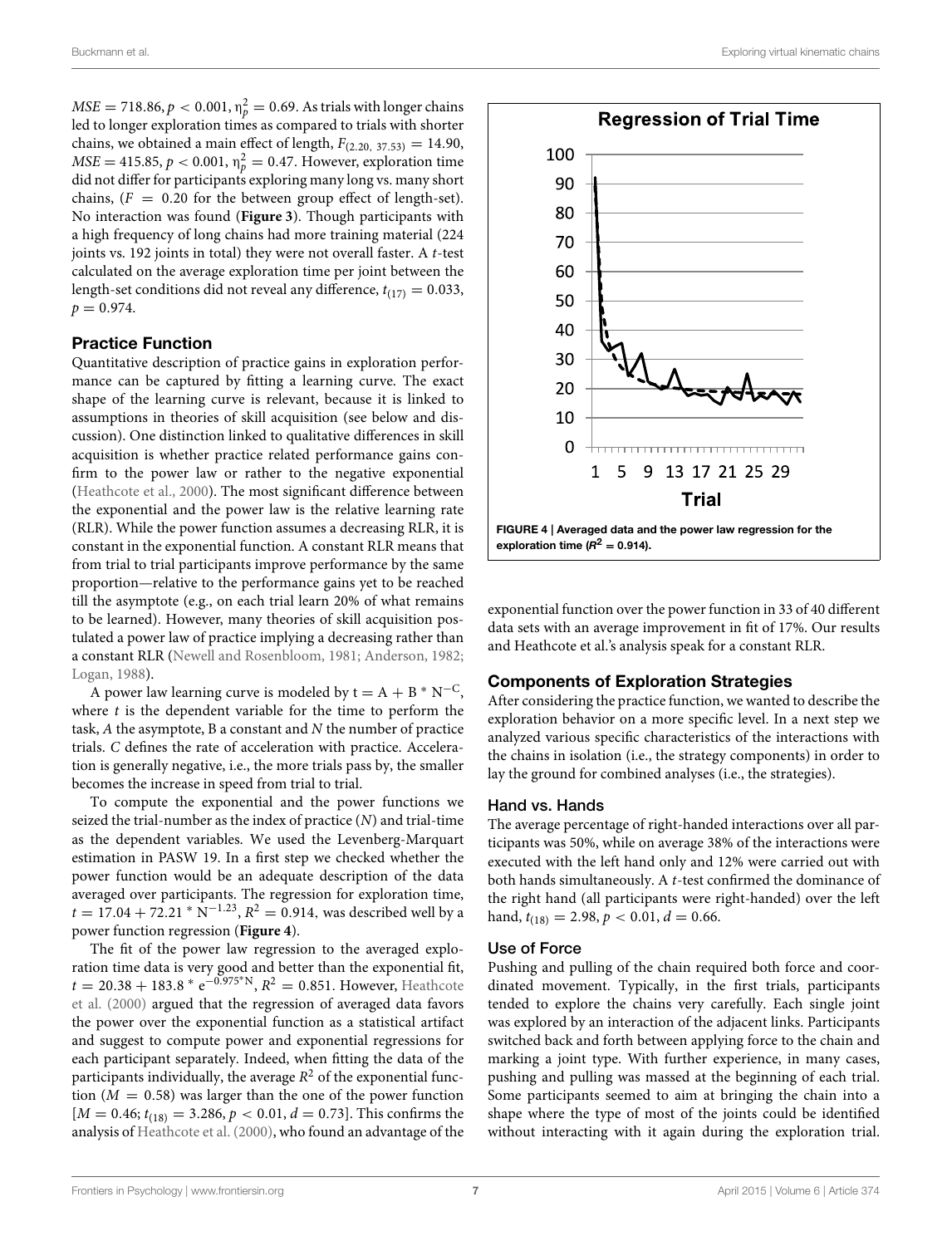$MSE = 718.86$, $p < 0.001$, $\eta_p^2 = 0.69$. As trials with longer chains led to longer exploration times as compared to trials with shorter chains, we obtained a main effect of length, $F_{(2.20,\ 37.53)} = 14.90$, $MSE = 415.85$, $p < 0.001$, $\eta_p^2 = 0.47$. However, exploration time did not differ for participants exploring many long vs. many short chains, ($F = 0.20$ for the between group effect of length-set). No interaction was found (**Figure 3**). Though participants with a high frequency of long chains had more training material (224 joints vs. 192 joints in total) they were not overall faster. A *t*-test calculated on the average exploration time per joint between the length-set conditions did not reveal any difference, $t_{(17)} = 0.033$, $p = 0.974$.

### Practice Function

Quantitative description of practice gains in exploration performance can be captured by fitting a learning curve. The exact shape of the learning curve is relevant, because it is linked to assumptions in theories of skill acquisition (see below and discussion). One distinction linked to qualitative differences in skill acquisition is whether practice related performance gains confirm to the power law or rather to the negative exponential (Heathcote et al., 2000). The most significant difference between the exponential and the power law is the relative learning rate (RLR). While the power function assumes a decreasing RLR, it is constant in the exponential function. A constant RLR means that from trial to trial participants improve performance by the same proportion—relative to the performance gains yet to be reached till the asymptote (e.g., on each trial learn 20% of what remains to be learned). However, many theories of skill acquisition postulated a power law of practice implying a decreasing rather than a constant RLR (Newell and Rosenbloom, 1981; Anderson, 1982; Logan, 1988).

A power law learning curve is modeled by $t = A + B * N^{-C}$, where *t* is the dependent variable for the time to perform the task, *A* the asymptote, B a constant and *N* the number of practice trials. C defines the rate of acceleration with practice. Acceleration is generally negative, i.e., the more trials pass by, the smaller becomes the increase in speed from trial to trial.

To compute the exponential and the power functions we seized the trial-number as the index of practice (*N*) and trial-time as the dependent variables. We used the Levenberg-Marquart estimation in PASW 19. In a first step we checked whether the power function would be an adequate description of the data averaged over participants. The regression for exploration time, $t = 17.04 + 72.21 * N^{-1.23}$, $R^2 = 0.914$, was described well by a power function regression (**Figure 4**).

The fit of the power law regression to the averaged exploration time data is very good and better than the exponential fit, $t = 20.38 + 183.8 * e^{-0.975*N}$, $R^2 = 0.851$. However, Heathcote et al. (2000) argued that the regression of averaged data favors the power over the exponential function as a statistical artifact and suggest to compute power and exponential regressions for each participant separately. Indeed, when fitting the data of the participants individually, the average $R^2$ of the exponential function ($M = 0.58$) was larger than the one of the power function [$M = 0.46$; $t_{(18)} = 3.286$, $p < 0.01$, $d = 0.73$]. This confirms the analysis of Heathcote et al. (2000), who found an advantage of the exponential function over the power function in 33 of 40 different data sets with an average improvement in fit of 17%. Our results and Heathcote et al.'s analysis speak for a constant RLR.

Regression of Trial Time

100
90
80
70
60
50
40
30
20
10
0

1 5 9 13 17 21 25 29

Trial

**FIGURE 4 | Averaged data and the power law regression for the exploration time ($R^2 = 0.914$).**

### Components of Exploration Strategies

After considering the practice function, we wanted to describe the exploration behavior on a more specific level. In a next step we analyzed various specific characteristics of the interactions with the chains in isolation (i.e., the strategy components) in order to lay the ground for combined analyses (i.e., the strategies).

#### Hand vs. Hands

The average percentage of right-handed interactions over all participants was 50%, while on average 38% of the interactions were executed with the left hand only and 12% were carried out with both hands simultaneously. A *t*-test confirmed the dominance of the right hand (all participants were right-handed) over the left hand, $t_{(18)} = 2.98$, $p < 0.01$, $d = 0.66$.

#### Use of Force

Pushing and pulling of the chain required both force and coordinated movement. Typically, in the first trials, participants tended to explore the chains very carefully. Each single joint was explored by an interaction of the adjacent links. Participants switched back and forth between applying force to the chain and marking a joint type. With further experience, in many cases, pushing and pulling was massed at the beginning of each trial. Some participants seemed to aim at bringing the chain into a shape where the type of most of the joints could be identified without interacting with it again during the exploration trial.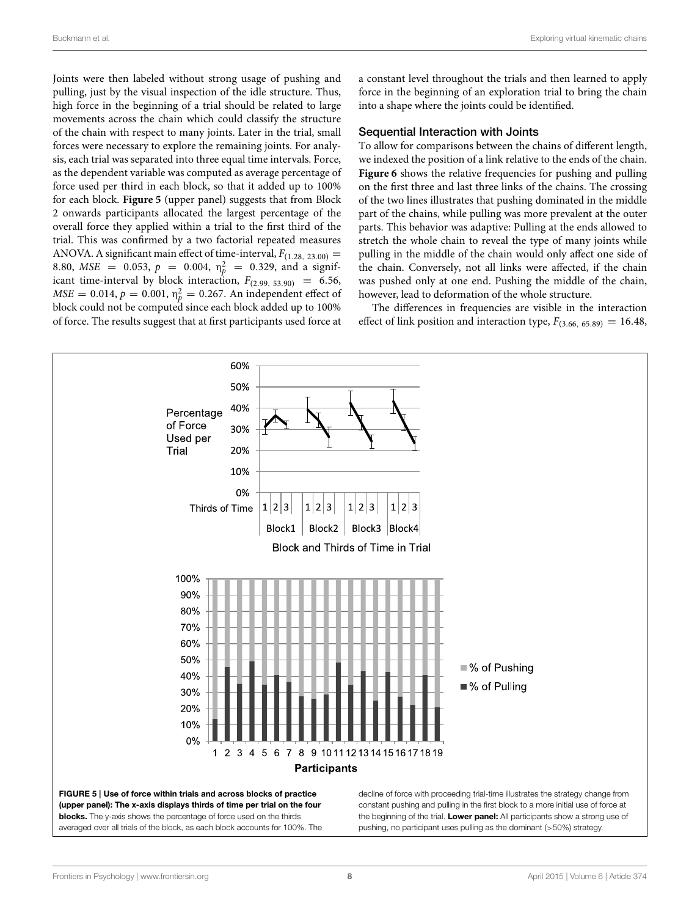Joints were then labeled without strong usage of pushing and pulling, just by the visual inspection of the idle structure. Thus, high force in the beginning of a trial should be related to large movements across the chain which could classify the structure of the chain with respect to many joints. Later in the trial, small forces were necessary to explore the remaining joints. For analysis, each trial was separated into three equal time intervals. Force, as the dependent variable was computed as average percentage of force used per third in each block, so that it added up to 100% for each block. **Figure 5** (upper panel) suggests that from Block 2 onwards participants allocated the largest percentage of the overall force they applied within a trial to the first third of the trial. This was confirmed by a two factorial repeated measures ANOVA. A significant main effect of time-interval, $F_{(1.28,\ 23.00)} = 8.80$, $MSE = 0.053$, $p = 0.004$, $\eta_p^2 = 0.329$, and a significant time-interval by block interaction, $F_{(2.99,\ 53.90)} = 6.56$, $MSE = 0.014$, $p = 0.001$, $\eta_p^2 = 0.267$. An independent effect of block could not be computed since each block added up to 100% of force. The results suggest that at first participants used force at a constant level throughout the trials and then learned to apply force in the beginning of an exploration trial to bring the chain into a shape where the joints could be identified.

### Sequential Interaction with Joints

To allow for comparisons between the chains of different length, we indexed the position of a link relative to the ends of the chain. **Figure 6** shows the relative frequencies for pushing and pulling on the first three and last three links of the chains. The crossing of the two lines illustrates that pushing dominated in the middle part of the chains, while pulling was more prevalent at the outer parts. This behavior was adaptive: Pulling at the ends allowed to stretch the whole chain to reveal the type of many joints while pulling in the middle of the chain would only affect one side of the chain. Conversely, not all links were affected, if the chain was pushed only at one end. Pushing the middle of the chain, however, lead to deformation of the whole structure.

The differences in frequencies are visible in the interaction effect of link position and interaction type, $F_{(3.66,\ 65.89)} = 16.48$,

60%
50%
40%
30%
20%
10%
0%
Percentage of Force Used per Trial
Thirds of Time 1 2 3 1 2 3 1 2 3 1 2 3
Block1 Block2 Block3 Block4
Block and Thirds of Time in Trial

100%
90%
80%
70%
60%
50%
40%
30%
20%
10%
0%
1 2 3 4 5 6 7 8 9 10 11 12 13 14 15 16 17 18 19
Participants
% of Pushing
% of Pulling

**FIGURE 5 | Use of force within trials and across blocks of practice (upper panel): The x-axis displays thirds of time per trial on the four blocks.** The y-axis shows the percentage of force used on the thirds averaged over all trials of the block, as each block accounts for 100%. The decline of force with proceeding trial-time illustrates the strategy change from constant pushing and pulling in the first block to a more initial use of force at the beginning of the trial. **Lower panel:** All participants show a strong use of pushing, no participant uses pulling as the dominant (>50%) strategy.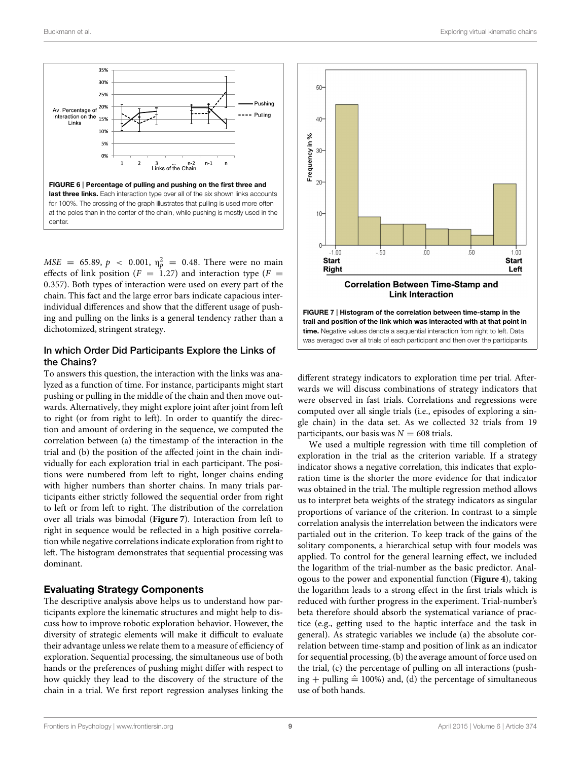35%
30%
25%
20%
15%
10%
5%
0%

Av. Percentage of Interaction on the Links

1 2 3 ... n-2 n-1 n

Links of the Chain

Pushing
Pulling

**FIGURE 6 | Percentage of pulling and pushing on the first three and last three links.** Each interaction type over all of the six shown links accounts for 100%. The crossing of the graph illustrates that pulling is used more often at the poles than in the center of the chain, while pushing is mostly used in the center.

$MSE = 65.89$, $p < 0.001$, $\eta_p^2 = 0.48$. There were no main effects of link position ($F = 1.27$) and interaction type ($F = 0.357$). Both types of interaction were used on every part of the chain. This fact and the large error bars indicate capacious inter-individual differences and show that the different usage of pushing and pulling on the links is a general tendency rather than a dichotomized, stringent strategy.

### In which Order Did Participants Explore the Links of the Chains?

To answers this question, the interaction with the links was analyzed as a function of time. For instance, participants might start pushing or pulling in the middle of the chain and then move outwards. Alternatively, they might explore joint after joint from left to right (or from right to left). In order to quantify the direction and amount of ordering in the sequence, we computed the correlation between (a) the timestamp of the interaction in the trial and (b) the position of the affected joint in the chain individually for each exploration trial in each participant. The positions were numbered from left to right, longer chains ending with higher numbers than shorter chains. In many trials participants either strictly followed the sequential order from right to left or from left to right. The distribution of the correlation over all trials was bimodal (**Figure 7**). Interaction from left to right in sequence would be reflected in a high positive correlation while negative correlations indicate exploration from right to left. The histogram demonstrates that sequential processing was dominant.

## Evaluating Strategy Components

The descriptive analysis above helps us to understand how participants explore the kinematic structures and might help to discuss how to improve robotic exploration behavior. However, the diversity of strategic elements will make it difficult to evaluate their advantage unless we relate them to a measure of efficiency of exploration. Sequential processing, the simultaneous use of both hands or the preferences of pushing might differ with respect to how quickly they lead to the discovery of the structure of the chain in a trial. We first report regression analyses linking the different strategy indicators to exploration time per trial. Afterwards we will discuss combinations of strategy indicators that were observed in fast trials. Correlations and regressions were computed over all single trials (i.e., episodes of exploring a single chain) in the data set. As we collected 32 trials from 19 participants, our basis was $N = 608$ trials.

Frequency in %
50
40
30
20
10
0
-1.00 -.50 .00 .50 1.00
Start Right
Start Left
Correlation Between Time-Stamp and Link Interaction

**FIGURE 7 | Histogram of the correlation between time-stamp in the trail and position of the link which was interacted with at that point in time.** Negative values denote a sequential interaction from right to left. Data was averaged over all trials of each participant and then over the participants.

We used a multiple regression with time till completion of exploration in the trial as the criterion variable. If a strategy indicator shows a negative correlation, this indicates that exploration time is the shorter the more evidence for that indicator was obtained in the trial. The multiple regression method allows us to interpret beta weights of the strategy indicators as singular proportions of variance of the criterion. In contrast to a simple correlation analysis the interrelation between the indicators were partialed out in the criterion. To keep track of the gains of the solitary components, a hierarchical setup with four models was applied. To control for the general learning effect, we included the logarithm of the trial-number as the basic predictor. Analogous to the power and exponential function (**Figure 4**), taking the logarithm leads to a strong effect in the first trials which is reduced with further progress in the experiment. Trial-number's beta therefore should absorb the systematical variance of practice (e.g., getting used to the haptic interface and the task in general). As strategic variables we include (a) the absolute correlation between time-stamp and position of link as an indicator for sequential processing, (b) the average amount of force used on the trial, (c) the percentage of pulling on all interactions (pushing + pulling $\hat{=}$ 100%) and, (d) the percentage of simultaneous use of both hands.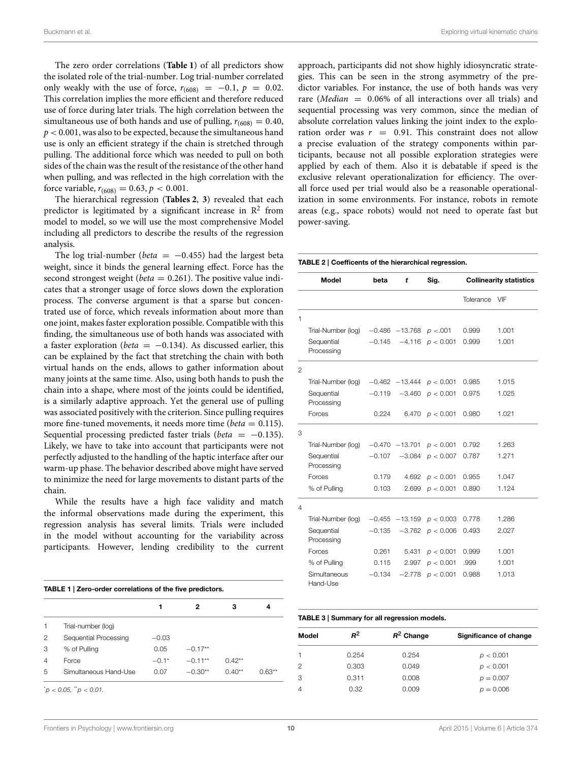The zero order correlations (**Table 1**) of all predictors show the isolated role of the trial-number. Log trial-number correlated only weakly with the use of force, $r_{(608)} = -0.1$, $p = 0.02$. This correlation implies the more efficient and therefore reduced use of force during later trials. The high correlation between the simultaneous use of both hands and use of pulling, $r_{(608)} = 0.40$, $p < 0.001$, was also to be expected, because the simultaneous hand use is only an efficient strategy if the chain is stretched through pulling. The additional force which was needed to pull on both sides of the chain was the result of the resistance of the other hand when pulling, and was reflected in the high correlation with the force variable, $r_{(608)} = 0.63$, $p < 0.001$.

The hierarchical regression (**Tables 2**, **3**) revealed that each predictor is legitimated by a significant increase in $R^2$ from model to model, so we will use the most comprehensive Model including all predictors to describe the results of the regression analysis.

The log trial-number (*beta* $= -0.455$) had the largest beta weight, since it binds the general learning effect. Force has the second strongest weight (*beta* $= 0.261$). The positive value indicates that a stronger usage of force slows down the exploration process. The converse argument is that a sparse but concentrated use of force, which reveals information about more than one joint, makes faster exploration possible. Compatible with this finding, the simultaneous use of both hands was associated with a faster exploration (*beta* $= -0.134$). As discussed earlier, this can be explained by the fact that stretching the chain with both virtual hands on the ends, allows to gather information about many joints at the same time. Also, using both hands to push the chain into a shape, where most of the joints could be identified, is a similarly adaptive approach. Yet the general use of pulling was associated positively with the criterion. Since pulling requires more fine-tuned movements, it needs more time (*beta* $= 0.115$). Sequential processing predicted faster trials (*beta* $= -0.135$). Likely, we have to take into account that participants were not perfectly adjusted to the handling of the haptic interface after our warm-up phase. The behavior described above might have served to minimize the need for large movements to distant parts of the chain.

While the results have a high face validity and match the informal observations made during the experiment, this regression analysis has several limits. Trials were included in the model without accounting for the variability across participants. However, lending credibility to the current approach, participants did not show highly idiosyncratic strategies. This can be seen in the strong asymmetry of the predictor variables. For instance, the use of both hands was very rare (*Median* $= 0.06\%$ of all interactions over all trials) and sequential processing was very common, since the median of absolute correlation values linking the joint index to the exploration order was $r = 0.91$. This constraint does not allow a precise evaluation of the strategy components within participants, because not all possible exploration strategies were applied by each of them. Also it is debatable if speed is the exclusive relevant operationalization for efficiency. The overall force used per trial would also be a reasonable operationalization in some environments. For instance, robots in remote areas (e.g., space robots) would not need to operate fast but power-saving.

**TABLE 1 | Zero-order correlations of the five predictors.**

| | | 1 | 2 | 3 | 4 |
|---|---|---|---|---|---|
| 1 | Trial-number (log) | | | | |
| 2 | Sequential Processing | −0.03 | | | |
| 3 | % of Pulling | 0.05 | −0.17** | | |
| 4 | Force | −0.1* | −0.11** | 0.42** | |
| 5 | Simultaneous Hand-Use | 0.07 | −0.30** | 0.40** | 0.63** |

*$p < 0.05$, **$p < 0.01$.

**TABLE 2 | Coefficents of the hierarchical regression.**

| Model | beta | *t* | Sig. | Collinearity statistics | |
|---|---|---|---|---|---|
| | | | | Tolerance | VIF |
| **1** | | | | | |
| Trial-Number (log) | −0.486 | −13.768 | $p <.001$ | 0.999 | 1.001 |
| Sequential Processing | −0.145 | −4.116 | $p < 0.001$ | 0.999 | 1.001 |
| **2** | | | | | |
| Trial-Number (log) | −0.462 | −13.444 | $p < 0.001$ | 0.985 | 1.015 |
| Sequential Processing | −0.119 | −3.460 | $p < 0.001$ | 0.975 | 1.025 |
| Forces | 0.224 | 6.470 | $p < 0.001$ | 0.980 | 1.021 |
| **3** | | | | | |
| Trial-Number (log) | −0.470 | −13.701 | $p < 0.001$ | 0.792 | 1.263 |
| Sequential Processing | −0.107 | −3.084 | $p < 0.007$ | 0.787 | 1.271 |
| Forces | 0.179 | 4.692 | $p < 0.001$ | 0.955 | 1.047 |
| % of Pulling | 0.103 | 2.699 | $p < 0.001$ | 0.890 | 1.124 |
| **4** | | | | | |
| Trial-Number (log) | −0.455 | −13.159 | $p < 0.003$ | 0.778 | 1.286 |
| Sequential Processing | −0.135 | −3.762 | $p < 0.006$ | 0.493 | 2.027 |
| Forces | 0.261 | 5.431 | $p < 0.001$ | 0.999 | 1.001 |
| % of Pulling | 0.115 | 2.997 | $p < 0.001$ | .999 | 1.001 |
| Simultaneous Hand-Use | −0.134 | −2.778 | $p < 0.001$ | 0.988 | 1.013 |

**TABLE 3 | Summary for all regression models.**

| Model | $R^2$ | $R^2$ Change | Significance of change |
|---|---|---|---|
| 1 | 0.254 | 0.254 | $p < 0.001$ |
| 2 | 0.303 | 0.049 | $p < 0.001$ |
| 3 | 0.311 | 0.008 | $p = 0.007$ |
| 4 | 0.32 | 0.009 | $p = 0.006$ |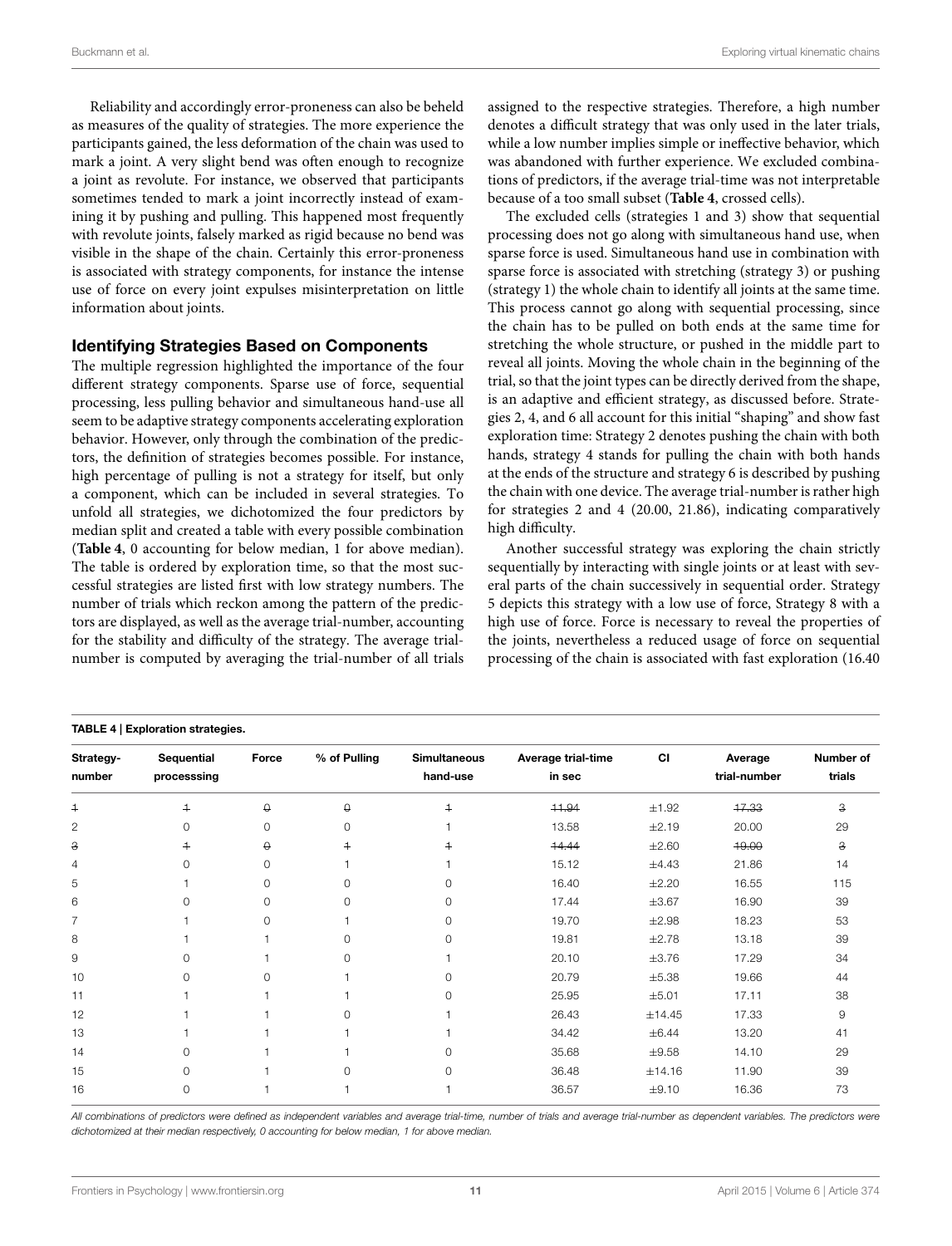Reliability and accordingly error-proneness can also be beheld as measures of the quality of strategies. The more experience the participants gained, the less deformation of the chain was used to mark a joint. A very slight bend was often enough to recognize a joint as revolute. For instance, we observed that participants sometimes tended to mark a joint incorrectly instead of examining it by pushing and pulling. This happened most frequently with revolute joints, falsely marked as rigid because no bend was visible in the shape of the chain. Certainly this error-proneness is associated with strategy components, for instance the intense use of force on every joint expulses misinterpretation on little information about joints.

## Identifying Strategies Based on Components

The multiple regression highlighted the importance of the four different strategy components. Sparse use of force, sequential processing, less pulling behavior and simultaneous hand-use all seem to be adaptive strategy components accelerating exploration behavior. However, only through the combination of the predictors, the definition of strategies becomes possible. For instance, high percentage of pulling is not a strategy for itself, but only a component, which can be included in several strategies. To unfold all strategies, we dichotomized the four predictors by median split and created a table with every possible combination (**Table 4**, 0 accounting for below median, 1 for above median). The table is ordered by exploration time, so that the most successful strategies are listed first with low strategy numbers. The number of trials which reckon among the pattern of the predictors are displayed, as well as the average trial-number, accounting for the stability and difficulty of the strategy. The average trial-number is computed by averaging the trial-number of all trials assigned to the respective strategies. Therefore, a high number denotes a difficult strategy that was only used in the later trials, while a low number implies simple or ineffective behavior, which was abandoned with further experience. We excluded combinations of predictors, if the average trial-time was not interpretable because of a too small subset (**Table 4**, crossed cells).

The excluded cells (strategies 1 and 3) show that sequential processing does not go along with simultaneous hand use, when sparse force is used. Simultaneous hand use in combination with sparse force is associated with stretching (strategy 3) or pushing (strategy 1) the whole chain to identify all joints at the same time. This process cannot go along with sequential processing, since the chain has to be pulled on both ends at the same time for stretching the whole structure, or pushed in the middle part to reveal all joints. Moving the whole chain in the beginning of the trial, so that the joint types can be directly derived from the shape, is an adaptive and efficient strategy, as discussed before. Strategies 2, 4, and 6 all account for this initial "shaping" and show fast exploration time: Strategy 2 denotes pushing the chain with both hands, strategy 4 stands for pulling the chain with both hands at the ends of the structure and strategy 6 is described by pushing the chain with one device. The average trial-number is rather high for strategies 2 and 4 (20.00, 21.86), indicating comparatively high difficulty.

Another successful strategy was exploring the chain strictly sequentially by interacting with single joints or at least with several parts of the chain successively in sequential order. Strategy 5 depicts this strategy with a low use of force, Strategy 8 with a high use of force. Force is necessary to reveal the properties of the joints, nevertheless a reduced usage of force on sequential processing of the chain is associated with fast exploration (16.40

**TABLE 4 | Exploration strategies.**

| Strategy-number | Sequential processsing | Force | % of Pulling | Simultaneous hand-use | Average trial-time in sec | CI | Average trial-number | Number of trials |
|---|---|---|---|---|---|---|---|---|
| ~~1~~ | ~~1~~ | ~~0~~ | ~~0~~ | ~~1~~ | ~~11.94~~ | ±1.92 | ~~17.33~~ | ~~3~~ |
| 2 | 0 | 0 | 0 | 1 | 13.58 | ±2.19 | 20.00 | 29 |
| ~~3~~ | ~~1~~ | ~~0~~ | ~~1~~ | ~~1~~ | ~~14.44~~ | ±2.60 | ~~19.00~~ | ~~3~~ |
| 4 | 0 | 0 | 1 | 1 | 15.12 | ±4.43 | 21.86 | 14 |
| 5 | 1 | 0 | 0 | 0 | 16.40 | ±2.20 | 16.55 | 115 |
| 6 | 0 | 0 | 0 | 0 | 17.44 | ±3.67 | 16.90 | 39 |
| 7 | 1 | 0 | 1 | 0 | 19.70 | ±2.98 | 18.23 | 53 |
| 8 | 1 | 1 | 0 | 0 | 19.81 | ±2.78 | 13.18 | 39 |
| 9 | 0 | 1 | 0 | 1 | 20.10 | ±3.76 | 17.29 | 34 |
| 10 | 0 | 0 | 1 | 0 | 20.79 | ±5.38 | 19.66 | 44 |
| 11 | 1 | 1 | 1 | 0 | 25.95 | ±5.01 | 17.11 | 38 |
| 12 | 1 | 1 | 0 | 1 | 26.43 | ±14.45 | 17.33 | 9 |
| 13 | 1 | 1 | 1 | 1 | 34.42 | ±6.44 | 13.20 | 41 |
| 14 | 0 | 1 | 1 | 0 | 35.68 | ±9.58 | 14.10 | 29 |
| 15 | 0 | 1 | 0 | 0 | 36.48 | ±14.16 | 11.90 | 39 |
| 16 | 0 | 1 | 1 | 1 | 36.57 | ±9.10 | 16.36 | 73 |

*All combinations of predictors were defined as independent variables and average trial-time, number of trials and average trial-number as dependent variables. The predictors were dichotomized at their median respectively, 0 accounting for below median, 1 for above median.*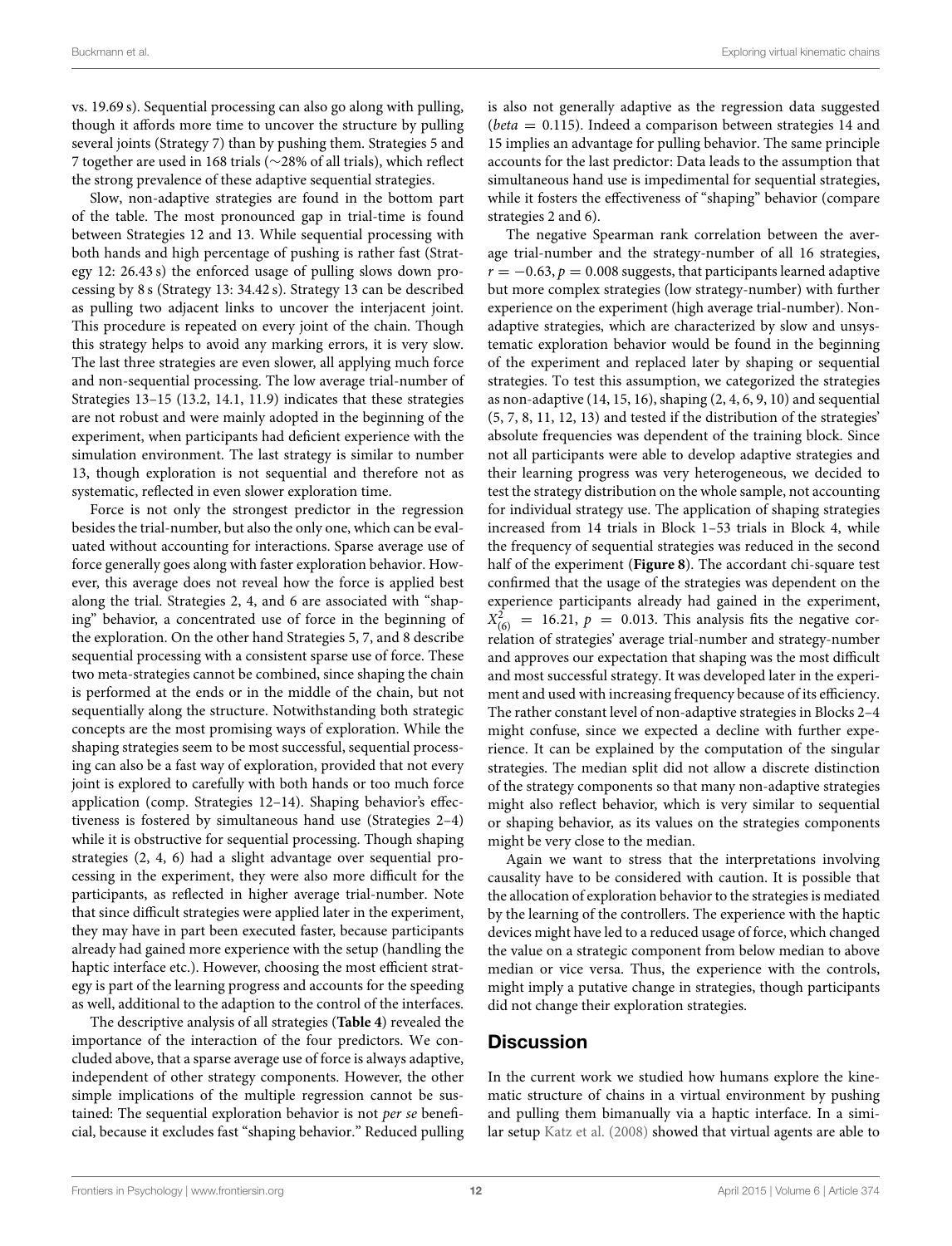vs. 19.69 s). Sequential processing can also go along with pulling, though it affords more time to uncover the structure by pulling several joints (Strategy 7) than by pushing them. Strategies 5 and 7 together are used in 168 trials (~28% of all trials), which reflect the strong prevalence of these adaptive sequential strategies.

Slow, non-adaptive strategies are found in the bottom part of the table. The most pronounced gap in trial-time is found between Strategies 12 and 13. While sequential processing with both hands and high percentage of pushing is rather fast (Strategy 12: 26.43 s) the enforced usage of pulling slows down processing by 8 s (Strategy 13: 34.42 s). Strategy 13 can be described as pulling two adjacent links to uncover the interjacent joint. This procedure is repeated on every joint of the chain. Though this strategy helps to avoid any marking errors, it is very slow. The last three strategies are even slower, all applying much force and non-sequential processing. The low average trial-number of Strategies 13–15 (13.2, 14.1, 11.9) indicates that these strategies are not robust and were mainly adopted in the beginning of the experiment, when participants had deficient experience with the simulation environment. The last strategy is similar to number 13, though exploration is not sequential and therefore not as systematic, reflected in even slower exploration time.

Force is not only the strongest predictor in the regression besides the trial-number, but also the only one, which can be evaluated without accounting for interactions. Sparse average use of force generally goes along with faster exploration behavior. However, this average does not reveal how the force is applied best along the trial. Strategies 2, 4, and 6 are associated with "shaping" behavior, a concentrated use of force in the beginning of the exploration. On the other hand Strategies 5, 7, and 8 describe sequential processing with a consistent sparse use of force. These two meta-strategies cannot be combined, since shaping the chain is performed at the ends or in the middle of the chain, but not sequentially along the structure. Notwithstanding both strategic concepts are the most promising ways of exploration. While the shaping strategies seem to be most successful, sequential processing can also be a fast way of exploration, provided that not every joint is explored to carefully with both hands or too much force application (comp. Strategies 12–14). Shaping behavior's effectiveness is fostered by simultaneous hand use (Strategies 2–4) while it is obstructive for sequential processing. Though shaping strategies (2, 4, 6) had a slight advantage over sequential processing in the experiment, they were also more difficult for the participants, as reflected in higher average trial-number. Note that since difficult strategies were applied later in the experiment, they may have in part been executed faster, because participants already had gained more experience with the setup (handling the haptic interface etc.). However, choosing the most efficient strategy is part of the learning progress and accounts for the speeding as well, additional to the adaption to the control of the interfaces.

The descriptive analysis of all strategies (**Table 4**) revealed the importance of the interaction of the four predictors. We concluded above, that a sparse average use of force is always adaptive, independent of other strategy components. However, the other simple implications of the multiple regression cannot be sustained: The sequential exploration behavior is not *per se* beneficial, because it excludes fast "shaping behavior." Reduced pulling is also not generally adaptive as the regression data suggested ($beta = 0.115$). Indeed a comparison between strategies 14 and 15 implies an advantage for pulling behavior. The same principle accounts for the last predictor: Data leads to the assumption that simultaneous hand use is impedimental for sequential strategies, while it fosters the effectiveness of "shaping" behavior (compare strategies 2 and 6).

The negative Spearman rank correlation between the average trial-number and the strategy-number of all 16 strategies, $r = -0.63, p = 0.008$ suggests, that participants learned adaptive but more complex strategies (low strategy-number) with further experience on the experiment (high average trial-number). Non-adaptive strategies, which are characterized by slow and unsystematic exploration behavior would be found in the beginning of the experiment and replaced later by shaping or sequential strategies. To test this assumption, we categorized the strategies as non-adaptive (14, 15, 16), shaping (2, 4, 6, 9, 10) and sequential (5, 7, 8, 11, 12, 13) and tested if the distribution of the strategies' absolute frequencies was dependent of the training block. Since not all participants were able to develop adaptive strategies and their learning progress was very heterogeneous, we decided to test the strategy distribution on the whole sample, not accounting for individual strategy use. The application of shaping strategies increased from 14 trials in Block 1–53 trials in Block 4, while the frequency of sequential strategies was reduced in the second half of the experiment (**Figure 8**). The accordant chi-square test confirmed that the usage of the strategies was dependent on the experience participants already had gained in the experiment, $X^2_{(6)} = 16.21$, $p = 0.013$. This analysis fits the negative correlation of strategies' average trial-number and strategy-number and approves our expectation that shaping was the most difficult and most successful strategy. It was developed later in the experiment and used with increasing frequency because of its efficiency. The rather constant level of non-adaptive strategies in Blocks 2–4 might confuse, since we expected a decline with further experience. It can be explained by the computation of the singular strategies. The median split did not allow a discrete distinction of the strategy components so that many non-adaptive strategies might also reflect behavior, which is very similar to sequential or shaping behavior, as its values on the strategies components might be very close to the median.

Again we want to stress that the interpretations involving causality have to be considered with caution. It is possible that the allocation of exploration behavior to the strategies is mediated by the learning of the controllers. The experience with the haptic devices might have led to a reduced usage of force, which changed the value on a strategic component from below median to above median or vice versa. Thus, the experience with the controls, might imply a putative change in strategies, though participants did not change their exploration strategies.

## Discussion

In the current work we studied how humans explore the kinematic structure of chains in a virtual environment by pushing and pulling them bimanually via a haptic interface. In a similar setup Katz et al. (2008) showed that virtual agents are able to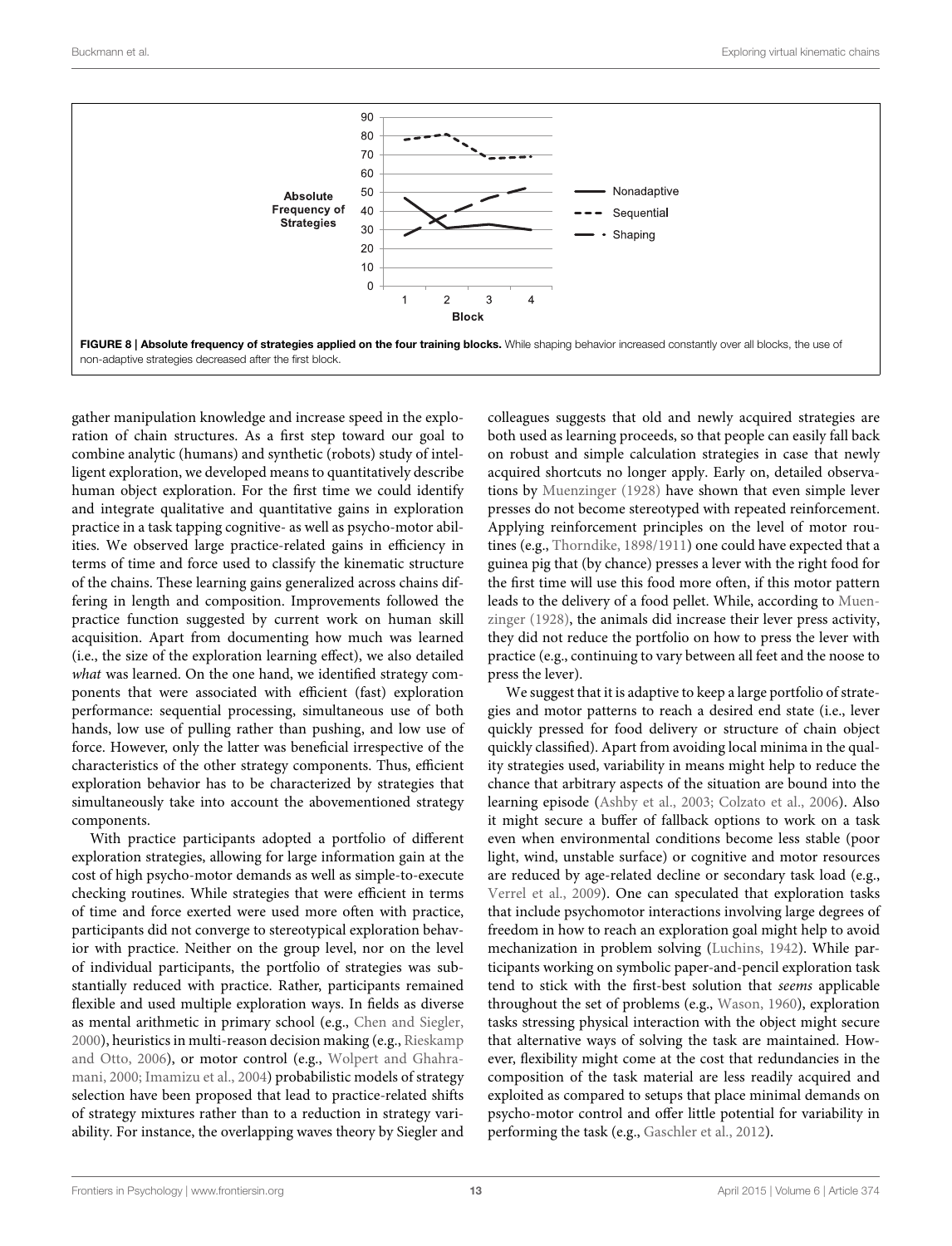90
80
70
60
50
40
30
20
10
0

1 2 3 4

Absolute Frequency of Strategies

Block

Nonadaptive
Sequential
Shaping

**FIGURE 8 | Absolute frequency of strategies applied on the four training blocks.** While shaping behavior increased constantly over all blocks, the use of non-adaptive strategies decreased after the first block.

gather manipulation knowledge and increase speed in the exploration of chain structures. As a first step toward our goal to combine analytic (humans) and synthetic (robots) study of intelligent exploration, we developed means to quantitatively describe human object exploration. For the first time we could identify and integrate qualitative and quantitative gains in exploration practice in a task tapping cognitive- as well as psycho-motor abilities. We observed large practice-related gains in efficiency in terms of time and force used to classify the kinematic structure of the chains. These learning gains generalized across chains differing in length and composition. Improvements followed the practice function suggested by current work on human skill acquisition. Apart from documenting how much was learned (i.e., the size of the exploration learning effect), we also detailed *what* was learned. On the one hand, we identified strategy components that were associated with efficient (fast) exploration performance: sequential processing, simultaneous use of both hands, low use of pulling rather than pushing, and low use of force. However, only the latter was beneficial irrespective of the characteristics of the other strategy components. Thus, efficient exploration behavior has to be characterized by strategies that simultaneously take into account the abovementioned strategy components.

With practice participants adopted a portfolio of different exploration strategies, allowing for large information gain at the cost of high psycho-motor demands as well as simple-to-execute checking routines. While strategies that were efficient in terms of time and force exerted were used more often with practice, participants did not converge to stereotypical exploration behavior with practice. Neither on the group level, nor on the level of individual participants, the portfolio of strategies was substantially reduced with practice. Rather, participants remained flexible and used multiple exploration ways. In fields as diverse as mental arithmetic in primary school (e.g., Chen and Siegler, 2000), heuristics in multi-reason decision making (e.g., Rieskamp and Otto, 2006), or motor control (e.g., Wolpert and Ghahramani, 2000; Imamizu et al., 2004) probabilistic models of strategy selection have been proposed that lead to practice-related shifts of strategy mixtures rather than to a reduction in strategy variability. For instance, the overlapping waves theory by Siegler and colleagues suggests that old and newly acquired strategies are both used as learning proceeds, so that people can easily fall back on robust and simple calculation strategies in case that newly acquired shortcuts no longer apply. Early on, detailed observations by Muenzinger (1928) have shown that even simple lever presses do not become stereotyped with repeated reinforcement. Applying reinforcement principles on the level of motor routines (e.g., Thorndike, 1898/1911) one could have expected that a guinea pig that (by chance) presses a lever with the right food for the first time will use this food more often, if this motor pattern leads to the delivery of a food pellet. While, according to Muenzinger (1928), the animals did increase their lever press activity, they did not reduce the portfolio on how to press the lever with practice (e.g., continuing to vary between all feet and the noose to press the lever).

We suggest that it is adaptive to keep a large portfolio of strategies and motor patterns to reach a desired end state (i.e., lever quickly pressed for food delivery or structure of chain object quickly classified). Apart from avoiding local minima in the quality strategies used, variability in means might help to reduce the chance that arbitrary aspects of the situation are bound into the learning episode (Ashby et al., 2003; Colzato et al., 2006). Also it might secure a buffer of fallback options to work on a task even when environmental conditions become less stable (poor light, wind, unstable surface) or cognitive and motor resources are reduced by age-related decline or secondary task load (e.g., Verrel et al., 2009). One can speculated that exploration tasks that include psychomotor interactions involving large degrees of freedom in how to reach an exploration goal might help to avoid mechanization in problem solving (Luchins, 1942). While participants working on symbolic paper-and-pencil exploration task tend to stick with the first-best solution that *seems* applicable throughout the set of problems (e.g., Wason, 1960), exploration tasks stressing physical interaction with the object might secure that alternative ways of solving the task are maintained. However, flexibility might come at the cost that redundancies in the composition of the task material are less readily acquired and exploited as compared to setups that place minimal demands on psycho-motor control and offer little potential for variability in performing the task (e.g., Gaschler et al., 2012).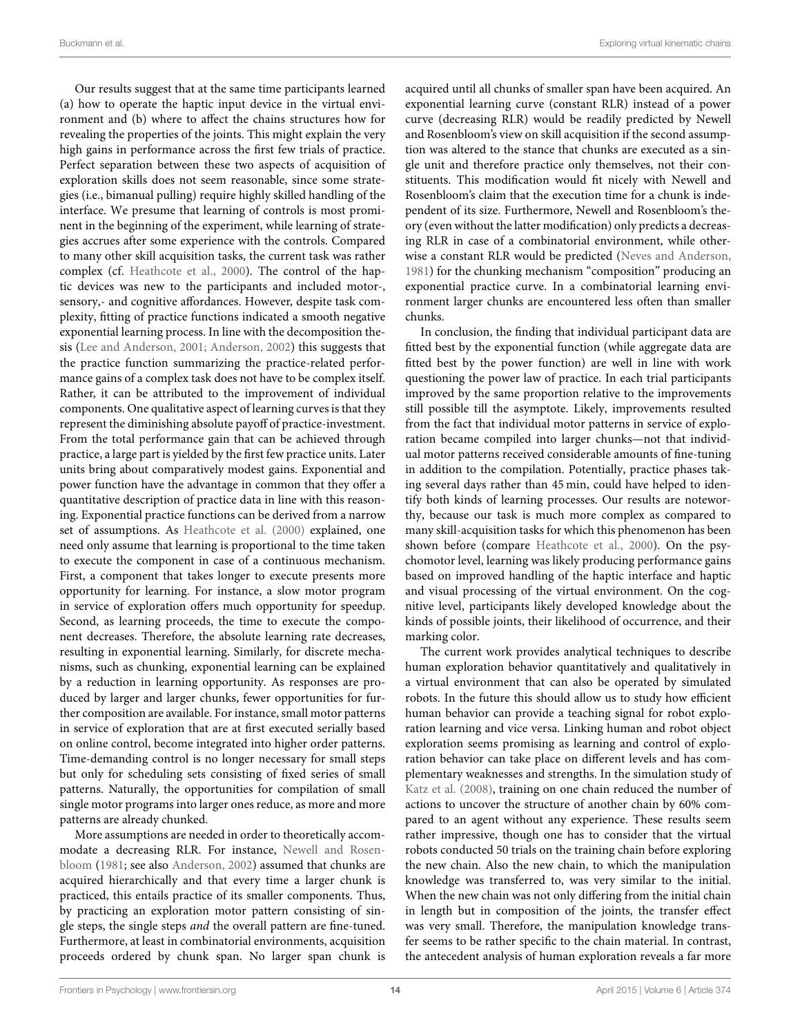Our results suggest that at the same time participants learned (a) how to operate the haptic input device in the virtual environment and (b) where to affect the chains structures how for revealing the properties of the joints. This might explain the very high gains in performance across the first few trials of practice. Perfect separation between these two aspects of acquisition of exploration skills does not seem reasonable, since some strategies (i.e., bimanual pulling) require highly skilled handling of the interface. We presume that learning of controls is most prominent in the beginning of the experiment, while learning of strategies accrues after some experience with the controls. Compared to many other skill acquisition tasks, the current task was rather complex (cf. Heathcote et al., 2000). The control of the haptic devices was new to the participants and included motor-, sensory,- and cognitive affordances. However, despite task complexity, fitting of practice functions indicated a smooth negative exponential learning process. In line with the decomposition thesis (Lee and Anderson, 2001; Anderson, 2002) this suggests that the practice function summarizing the practice-related performance gains of a complex task does not have to be complex itself. Rather, it can be attributed to the improvement of individual components. One qualitative aspect of learning curves is that they represent the diminishing absolute payoff of practice-investment. From the total performance gain that can be achieved through practice, a large part is yielded by the first few practice units. Later units bring about comparatively modest gains. Exponential and power function have the advantage in common that they offer a quantitative description of practice data in line with this reasoning. Exponential practice functions can be derived from a narrow set of assumptions. As Heathcote et al. (2000) explained, one need only assume that learning is proportional to the time taken to execute the component in case of a continuous mechanism. First, a component that takes longer to execute presents more opportunity for learning. For instance, a slow motor program in service of exploration offers much opportunity for speedup. Second, as learning proceeds, the time to execute the component decreases. Therefore, the absolute learning rate decreases, resulting in exponential learning. Similarly, for discrete mechanisms, such as chunking, exponential learning can be explained by a reduction in learning opportunity. As responses are produced by larger and larger chunks, fewer opportunities for further composition are available. For instance, small motor patterns in service of exploration that are at first executed serially based on online control, become integrated into higher order patterns. Time-demanding control is no longer necessary for small steps but only for scheduling sets consisting of fixed series of small patterns. Naturally, the opportunities for compilation of small single motor programs into larger ones reduce, as more and more patterns are already chunked.

More assumptions are needed in order to theoretically accommodate a decreasing RLR. For instance, Newell and Rosenbloom (1981; see also Anderson, 2002) assumed that chunks are acquired hierarchically and that every time a larger chunk is practiced, this entails practice of its smaller components. Thus, by practicing an exploration motor pattern consisting of single steps, the single steps *and* the overall pattern are fine-tuned. Furthermore, at least in combinatorial environments, acquisition proceeds ordered by chunk span. No larger span chunk is acquired until all chunks of smaller span have been acquired. An exponential learning curve (constant RLR) instead of a power curve (decreasing RLR) would be readily predicted by Newell and Rosenbloom's view on skill acquisition if the second assumption was altered to the stance that chunks are executed as a single unit and therefore practice only themselves, not their constituents. This modification would fit nicely with Newell and Rosenbloom's claim that the execution time for a chunk is independent of its size. Furthermore, Newell and Rosenbloom's theory (even without the latter modification) only predicts a decreasing RLR in case of a combinatorial environment, while otherwise a constant RLR would be predicted (Neves and Anderson, 1981) for the chunking mechanism "composition" producing an exponential practice curve. In a combinatorial learning environment larger chunks are encountered less often than smaller chunks.

In conclusion, the finding that individual participant data are fitted best by the exponential function (while aggregate data are fitted best by the power function) are well in line with work questioning the power law of practice. In each trial participants improved by the same proportion relative to the improvements still possible till the asymptote. Likely, improvements resulted from the fact that individual motor patterns in service of exploration became compiled into larger chunks—not that individual motor patterns received considerable amounts of fine-tuning in addition to the compilation. Potentially, practice phases taking several days rather than 45 min, could have helped to identify both kinds of learning processes. Our results are noteworthy, because our task is much more complex as compared to many skill-acquisition tasks for which this phenomenon has been shown before (compare Heathcote et al., 2000). On the psychomotor level, learning was likely producing performance gains based on improved handling of the haptic interface and haptic and visual processing of the virtual environment. On the cognitive level, participants likely developed knowledge about the kinds of possible joints, their likelihood of occurrence, and their marking color.

The current work provides analytical techniques to describe human exploration behavior quantitatively and qualitatively in a virtual environment that can also be operated by simulated robots. In the future this should allow us to study how efficient human behavior can provide a teaching signal for robot exploration learning and vice versa. Linking human and robot object exploration seems promising as learning and control of exploration behavior can take place on different levels and has complementary weaknesses and strengths. In the simulation study of Katz et al. (2008), training on one chain reduced the number of actions to uncover the structure of another chain by 60% compared to an agent without any experience. These results seem rather impressive, though one has to consider that the virtual robots conducted 50 trials on the training chain before exploring the new chain. Also the new chain, to which the manipulation knowledge was transferred to, was very similar to the initial. When the new chain was not only differing from the initial chain in length but in composition of the joints, the transfer effect was very small. Therefore, the manipulation knowledge transfer seems to be rather specific to the chain material. In contrast, the antecedent analysis of human exploration reveals a far more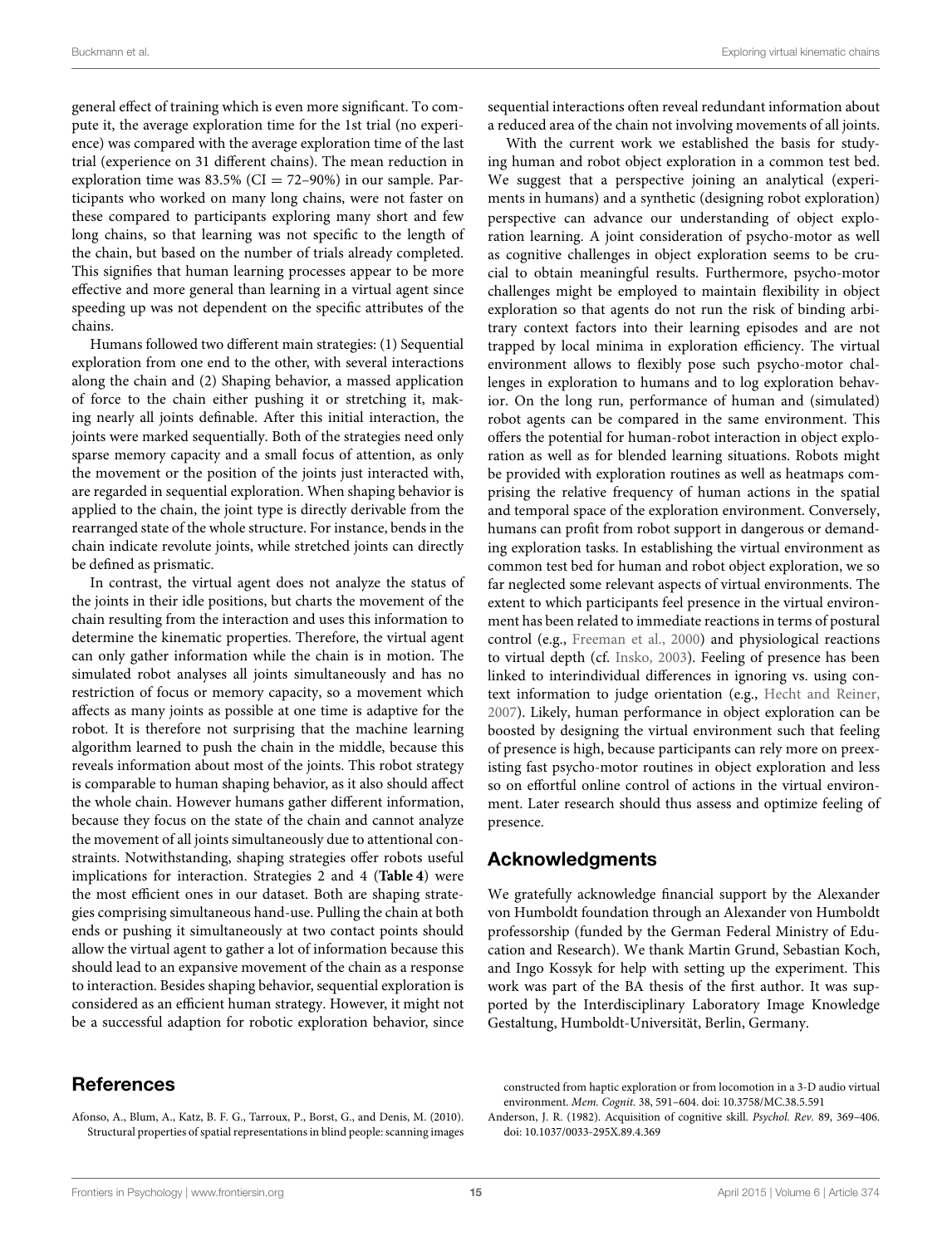general effect of training which is even more significant. To compute it, the average exploration time for the 1st trial (no experience) was compared with the average exploration time of the last trial (experience on 31 different chains). The mean reduction in exploration time was 83.5% (CI = 72–90%) in our sample. Participants who worked on many long chains, were not faster on these compared to participants exploring many short and few long chains, so that learning was not specific to the length of the chain, but based on the number of trials already completed. This signifies that human learning processes appear to be more effective and more general than learning in a virtual agent since speeding up was not dependent on the specific attributes of the chains.

Humans followed two different main strategies: (1) Sequential exploration from one end to the other, with several interactions along the chain and (2) Shaping behavior, a massed application of force to the chain either pushing it or stretching it, making nearly all joints definable. After this initial interaction, the joints were marked sequentially. Both of the strategies need only sparse memory capacity and a small focus of attention, as only the movement or the position of the joints just interacted with, are regarded in sequential exploration. When shaping behavior is applied to the chain, the joint type is directly derivable from the rearranged state of the whole structure. For instance, bends in the chain indicate revolute joints, while stretched joints can directly be defined as prismatic.

In contrast, the virtual agent does not analyze the status of the joints in their idle positions, but charts the movement of the chain resulting from the interaction and uses this information to determine the kinematic properties. Therefore, the virtual agent can only gather information while the chain is in motion. The simulated robot analyses all joints simultaneously and has no restriction of focus or memory capacity, so a movement which affects as many joints as possible at one time is adaptive for the robot. It is therefore not surprising that the machine learning algorithm learned to push the chain in the middle, because this reveals information about most of the joints. This robot strategy is comparable to human shaping behavior, as it also should affect the whole chain. However humans gather different information, because they focus on the state of the chain and cannot analyze the movement of all joints simultaneously due to attentional constraints. Notwithstanding, shaping strategies offer robots useful implications for interaction. Strategies 2 and 4 (**Table 4**) were the most efficient ones in our dataset. Both are shaping strategies comprising simultaneous hand-use. Pulling the chain at both ends or pushing it simultaneously at two contact points should allow the virtual agent to gather a lot of information because this should lead to an expansive movement of the chain as a response to interaction. Besides shaping behavior, sequential exploration is considered as an efficient human strategy. However, it might not be a successful adaption for robotic exploration behavior, since sequential interactions often reveal redundant information about a reduced area of the chain not involving movements of all joints.

With the current work we established the basis for studying human and robot object exploration in a common test bed. We suggest that a perspective joining an analytical (experiments in humans) and a synthetic (designing robot exploration) perspective can advance our understanding of object exploration learning. A joint consideration of psycho-motor as well as cognitive challenges in object exploration seems to be crucial to obtain meaningful results. Furthermore, psycho-motor challenges might be employed to maintain flexibility in object exploration so that agents do not run the risk of binding arbitrary context factors into their learning episodes and are not trapped by local minima in exploration efficiency. The virtual environment allows to flexibly pose such psycho-motor challenges in exploration to humans and to log exploration behavior. On the long run, performance of human and (simulated) robot agents can be compared in the same environment. This offers the potential for human-robot interaction in object exploration as well as for blended learning situations. Robots might be provided with exploration routines as well as heatmaps comprising the relative frequency of human actions in the spatial and temporal space of the exploration environment. Conversely, humans can profit from robot support in dangerous or demanding exploration tasks. In establishing the virtual environment as common test bed for human and robot object exploration, we so far neglected some relevant aspects of virtual environments. The extent to which participants feel presence in the virtual environment has been related to immediate reactions in terms of postural control (e.g., Freeman et al., 2000) and physiological reactions to virtual depth (cf. Insko, 2003). Feeling of presence has been linked to interindividual differences in ignoring vs. using context information to judge orientation (e.g., Hecht and Reiner, 2007). Likely, human performance in object exploration can be boosted by designing the virtual environment such that feeling of presence is high, because participants can rely more on preexisting fast psycho-motor routines in object exploration and less so on effortful online control of actions in the virtual environment. Later research should thus assess and optimize feeling of presence.

## Acknowledgments

We gratefully acknowledge financial support by the Alexander von Humboldt foundation through an Alexander von Humboldt professorship (funded by the German Federal Ministry of Education and Research). We thank Martin Grund, Sebastian Koch, and Ingo Kossyk for help with setting up the experiment. This work was part of the BA thesis of the first author. It was supported by the Interdisciplinary Laboratory Image Knowledge Gestaltung, Humboldt-Universität, Berlin, Germany.

## References

Afonso, A., Blum, A., Katz, B. F. G., Tarroux, P., Borst, G., and Denis, M. (2010). Structural properties of spatial representations in blind people: scanning images constructed from haptic exploration or from locomotion in a 3-D audio virtual environment. *Mem. Cognit.* 38, 591–604. doi: 10.3758/MC.38.5.591

Anderson, J. R. (1982). Acquisition of cognitive skill. *Psychol. Rev.* 89, 369–406. doi: 10.1037/0033-295X.89.4.369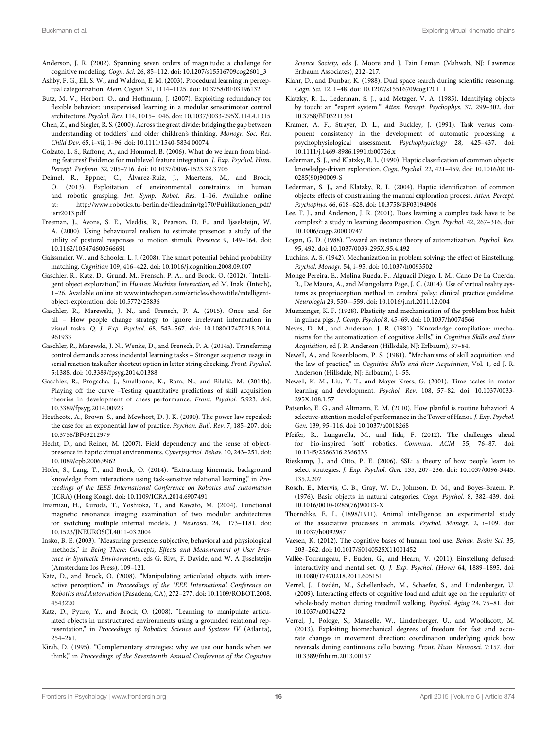Anderson, J. R. (2002). Spanning seven orders of magnitude: a challenge for cognitive modeling. *Cogn. Sci.* 26, 85–112. doi: 10.1207/s15516709cog2601_3

Ashby, F. G., Ell, S. W., and Waldron, E. M. (2003). Procedural learning in perceptual categorization. *Mem. Cognit.* 31, 1114–1125. doi: 10.3758/BF03196132

Butz, M. V., Herbort, O., and Hoffmann, J. (2007). Exploiting redundancy for flexible behavior: unsupervised learning in a modular sensorimotor control architecture. *Psychol. Rev.* 114, 1015–1046. doi: 10.1037/0033-295X.114.4.1015

Chen, Z., and Siegler, R. S. (2000). Across the great divide: bridging the gap between understanding of toddlers' and older children's thinking. *Monogr. Soc. Res. Child Dev.* 65, i–vii, 1–96. doi: 10.1111/1540-5834.00074

Colzato, L. S., Raffone, A., and Hommel, B. (2006). What do we learn from binding features? Evidence for multilevel feature integration. *J. Exp. Psychol. Hum. Percept. Perform.* 32, 705–716. doi: 10.1037/0096-1523.32.3.705

Deimel, R., Eppner, C., Álvarez-Ruiz, J., Maertens, M., and Brock, O. (2013). Exploitation of environmental constraints in human and robotic grasping. *Int. Symp. Robot. Res.* 1–16. Available online at: http://www.robotics.tu-berlin.de/fileadmin/fg170/Publikationen_pdf/isrr2013.pdf

Freeman, J., Avons, S. E., Meddis, R., Pearson, D. E., and Ijsselsteijn, W. A. (2000). Using behavioural realism to estimate presence: a study of the utility of postural responses to motion stimuli. *Presence* 9, 149–164. doi: 10.1162/105474600566691

Gaissmaier, W., and Schooler, L. J. (2008). The smart potential behind probability matching. *Cognition* 109, 416–422. doi: 10.1016/j.cognition.2008.09.007

Gaschler, R., Katz, D., Grund, M., Frensch, P. A., and Brock, O. (2012). "Intelligent object exploration," in *Human Machine Interaction*, ed M. Inaki (Intech), 1–26. Available online at: www.intechopen.com/articles/show/title/intelligent-object-exploration. doi: 10.5772/25836

Gaschler, R., Marewski, J. N., and Frensch, P. A. (2015). Once and for all – How people change strategy to ignore irrelevant information in visual tasks. *Q. J. Exp. Psychol.* 68, 543–567. doi: 10.1080/17470218.2014.961933

Gaschler, R., Marewski, J. N., Wenke, D., and Frensch, P. A. (2014a). Transferring control demands across incidental learning tasks – Stronger sequence usage in serial reaction task after shortcut option in letter string checking. *Front. Psychol.* 5:1388. doi: 10.3389/fpsyg.2014.01388

Gaschler, R., Progscha, J., Smallbone, K., Ram, N., and Bilalić, M. (2014b). Playing off the curve –Testing quantitative predictions of skill acquisition theories in development of chess performance. *Front. Psychol.* 5:923. doi: 10.3389/fpsyg.2014.00923

Heathcote, A., Brown, S., and Mewhort, D. J. K. (2000). The power law repealed: the case for an exponential law of practice. *Psychon. Bull. Rev.* 7, 185–207. doi: 10.3758/BF03212979

Hecht, D., and Reiner, M. (2007). Field dependency and the sense of object-presence in haptic virtual environments. *Cyberpsychol. Behav.* 10, 243–251. doi: 10.1089/cpb.2006.9962

Höfer, S., Lang, T., and Brock, O. (2014). "Extracting kinematic background knowledge from interactions using task-sensitive relational learning," in *Proceedings of the IEEE International Conference on Robotics and Automation* (ICRA) (Hong Kong). doi: 10.1109/ICRA.2014.6907491

Imamizu, H., Kuroda, T., Yoshioka, T., and Kawato, M. (2004). Functional magnetic resonance imaging examination of two modular architectures for switching multiple internal models. *J. Neurosci.* 24, 1173–1181. doi: 10.1523/JNEUROSCI.4011-03.2004

Insko, B. E. (2003). "Measuring presence: subjective, behavioral and physiological methods," in *Being There: Concepts, Effects and Measurement of User Presence in Synthetic Environments*, eds G. Riva, F. Davide, and W. A IJsselsteijn (Amsterdam: Ios Press), 109–121.

Katz, D., and Brock, O. (2008). "Manipulating articulated objects with interactive perception," in *Proceedings of the IEEE International Conference on Robotics and Automation* (Pasadena, CA), 272–277. doi: 10.1109/ROBOT.2008.4543220

Katz, D., Pyuro, Y., and Brock, O. (2008). "Learning to manipulate articulated objects in unstructured environments using a grounded relational representation," in *Proceedings of Robotics: Science and Systems IV* (Atlanta), 254–261.

Kirsh, D. (1995). "Complementary strategies: why we use our hands when we think," in *Proceedings of the Seventeenth Annual Conference of the Cognitive Science Society*, eds J. Moore and J. Fain Leman (Mahwah, NJ: Lawrence Erlbaum Associates), 212–217.

Klahr, D., and Dunbar, K. (1988). Dual space search during scientific reasoning. *Cogn. Sci.* 12, 1–48. doi: 10.1207/s15516709cog1201_1

Klatzky, R. L., Lederman, S. J., and Metzger, V. A. (1985). Identifying objects by touch: an "expert system." *Atten. Percept. Psychophys.* 37, 299–302. doi: 10.3758/BF03211351

Kramer, A. F., Strayer, D. L., and Buckley, J. (1991). Task versus component consistency in the development of automatic processing: a psychophysiological assessment. *Psychophysiology* 28, 425–437. doi: 10.1111/j.1469-8986.1991.tb00726.x

Lederman, S. J., and Klatzky, R. L. (1990). Haptic classification of common objects: knowledge-driven exploration. *Cogn. Psychol.* 22, 421–459. doi: 10.1016/0010-0285(90)90009-S

Lederman, S. J., and Klatzky, R. L. (2004). Haptic identification of common objects: effects of constraining the manual exploration process. *Atten. Percept. Psychophys.* 66, 618–628. doi: 10.3758/BF03194906

Lee, F. J., and Anderson, J. R. (2001). Does learning a complex task have to be complex?: a study in learning decomposition. *Cogn. Psychol.* 42, 267–316. doi: 10.1006/cogp.2000.0747

Logan, G. D. (1988). Toward an instance theory of automatization. *Psychol. Rev.* 95, 492. doi: 10.1037/0033-295X.95.4.492

Luchins, A. S. (1942). Mechanization in problem solving: the effect of Einstellung. *Psychol. Monogr.* 54, i–95. doi: 10.1037/h0093502

Monge Pereira, E., Molina Rueda, F., Alguacil Diego, I. M., Cano De La Cuerda, R., De Mauro, A., and Miangolarra Page, J. C. (2014). Use of virtual reality systems as proprioception method in cerebral palsy: clinical practice guideline. *Neurología* 29, 550—559. doi: 10.1016/j.nrl.2011.12.004

Muenzinger, K. F. (1928). Plasticity and mechanisation of the problem box habit in guinea pigs. *J. Comp. Psychol.*8, 45–69. doi: 10.1037/h0074566

Neves, D. M., and Anderson, J. R. (1981). "Knowledge compilation: mechanisms for the automatization of cognitive skills," in *Cognitive Skills and their Acquisition*, ed J. R. Anderson (Hillsdale, NJ: Erlbaum), 57–84.

Newell, A., and Rosenbloom, P. S. (1981). "Mechanisms of skill acquisition and the law of practice," in *Cognitive Skills and their Acquisition*, Vol. 1, ed J. R. Anderson (Hillsdale, NJ: Erlbaum), 1–55.

Newell, K. M., Liu, Y.-T., and Mayer-Kress, G. (2001). Time scales in motor learning and development. *Psychol. Rev.* 108, 57–82. doi: 10.1037/0033-295X.108.1.57

Patsenko, E. G., and Altmann, E. M. (2010). How planful is routine behavior? A selective-attention model of performance in the Tower of Hanoi. *J. Exp. Psychol. Gen.* 139, 95–116. doi: 10.1037/a0018268

Pfeifer, R., Lungarella, M., and Iida, F. (2012). The challenges ahead for bio-inspired 'soft' robotics. *Commun. ACM* 55, 76–87. doi: 10.1145/2366316.2366335

Rieskamp, J., and Otto, P. E. (2006). SSL: a theory of how people learn to select strategies. *J. Exp. Psychol. Gen.* 135, 207–236. doi: 10.1037/0096-3445.135.2.207

Rosch, E., Mervis, C. B., Gray, W. D., Johnson, D. M., and Boyes-Braem, P. (1976). Basic objects in natural categories. *Cogn. Psychol.* 8, 382–439. doi: 10.1016/0010-0285(76)90013-X

Thorndike, E. L. (1898/1911). Animal intelligence: an experimental study of the associative processes in animals. *Psychol. Monogr.* 2, i–109. doi: 10.1037/h0092987

Vaesen, K. (2012). The cognitive bases of human tool use. *Behav. Brain Sci.* 35, 203–262. doi: 10.1017/S0140525X11001452

Vallée-Tourangeau, F., Euden, G., and Hearn, V. (2011). Einstellung defused: interactivity and mental set. *Q. J. Exp. Psychol. (Hove)* 64, 1889–1895. doi: 10.1080/17470218.2011.605151

Verrel, J., Lövdén, M., Schellenbach, M., Schaefer, S., and Lindenberger, U. (2009). Interacting effects of cognitive load and adult age on the regularity of whole-body motion during treadmill walking. *Psychol. Aging* 24, 75–81. doi: 10.1037/a0014272

Verrel, J., Pologe, S., Manselle, W., Lindenberger, U., and Woollacott, M. (2013). Exploiting biomechanical degrees of freedom for fast and accurate changes in movement direction: coordination underlying quick bow reversals during continuous cello bowing. *Front. Hum. Neurosci.* 7:157. doi: 10.3389/fnhum.2013.00157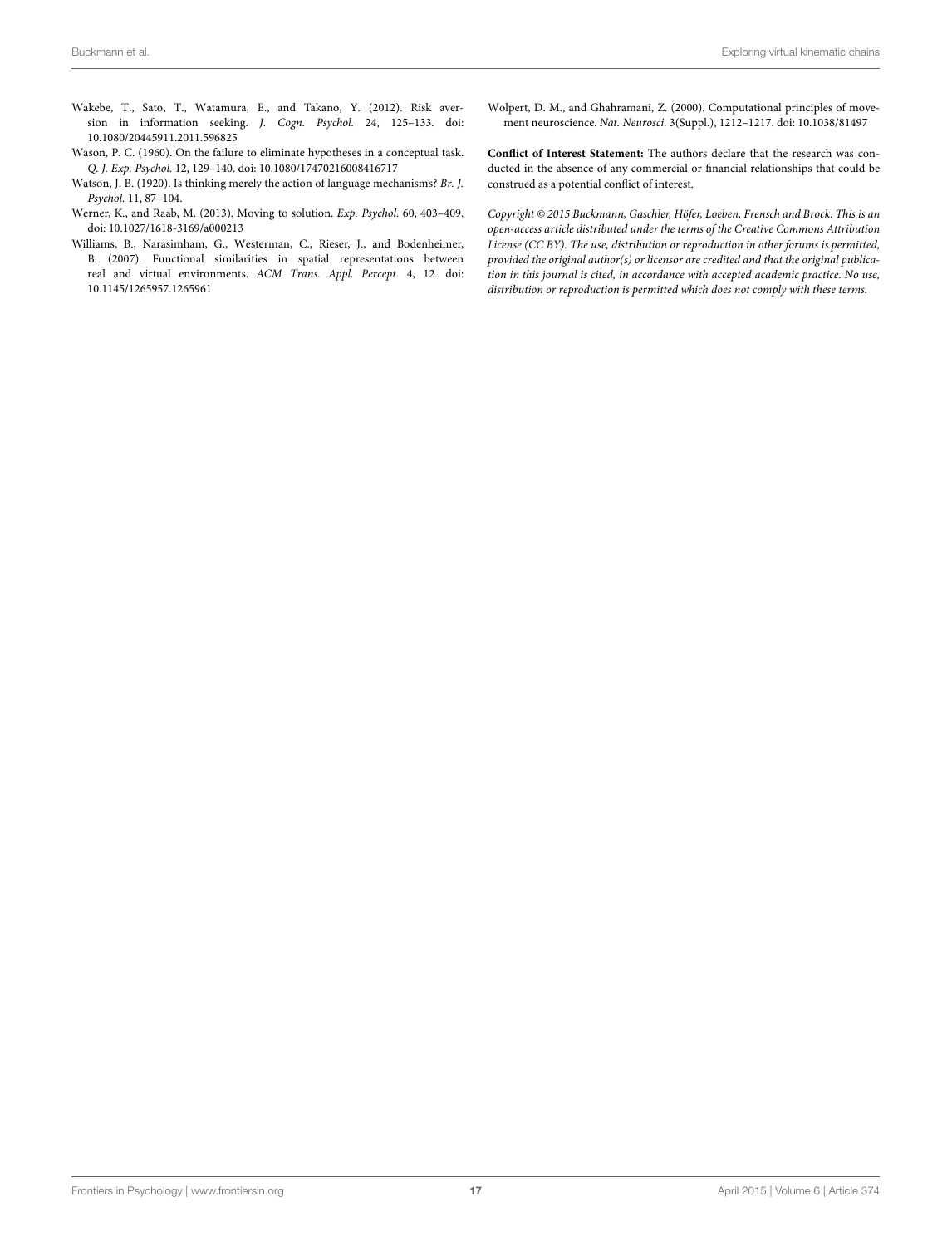Wakebe, T., Sato, T., Watamura, E., and Takano, Y. (2012). Risk aversion in information seeking. *J. Cogn. Psychol.* 24, 125–133. doi: 10.1080/20445911.2011.596825

Wason, P. C. (1960). On the failure to eliminate hypotheses in a conceptual task. *Q. J. Exp. Psychol.* 12, 129–140. doi: 10.1080/17470216008416717

Watson, J. B. (1920). Is thinking merely the action of language mechanisms? *Br. J. Psychol.* 11, 87–104.

Werner, K., and Raab, M. (2013). Moving to solution. *Exp. Psychol.* 60, 403–409. doi: 10.1027/1618-3169/a000213

Williams, B., Narasimham, G., Westerman, C., Rieser, J., and Bodenheimer, B. (2007). Functional similarities in spatial representations between real and virtual environments. *ACM Trans. Appl. Percept.* 4, 12. doi: 10.1145/1265957.1265961

Wolpert, D. M., and Ghahramani, Z. (2000). Computational principles of movement neuroscience. *Nat. Neurosci.* 3(Suppl.), 1212–1217. doi: 10.1038/81497

**Conflict of Interest Statement:** The authors declare that the research was conducted in the absence of any commercial or financial relationships that could be construed as a potential conflict of interest.

*Copyright © 2015 Buckmann, Gaschler, Höfer, Loeben, Frensch and Brock. This is an open-access article distributed under the terms of the Creative Commons Attribution License (CC BY). The use, distribution or reproduction in other forums is permitted, provided the original author(s) or licensor are credited and that the original publication in this journal is cited, in accordance with accepted academic practice. No use, distribution or reproduction is permitted which does not comply with these terms.*